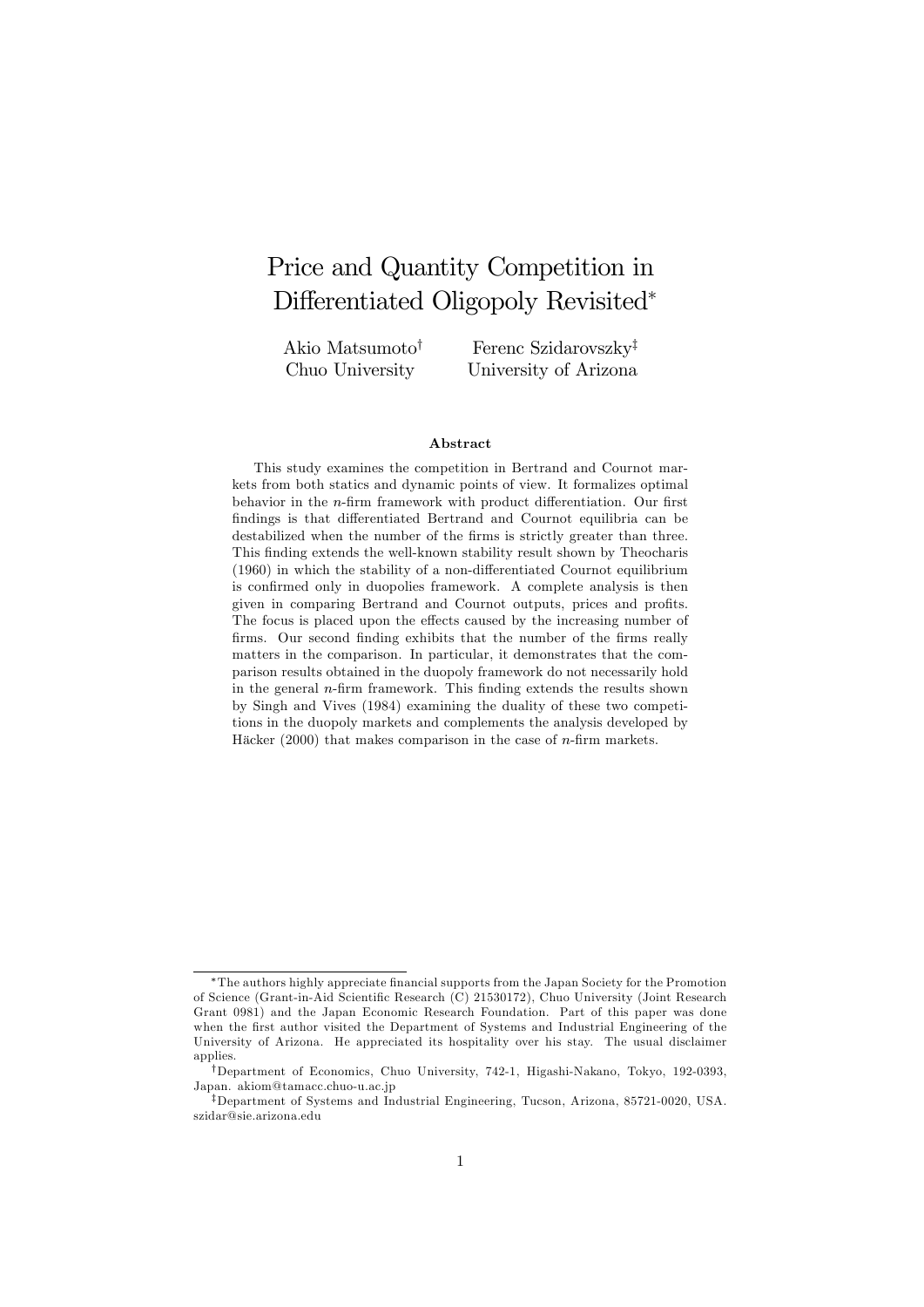# Price and Quantity Competition in Differentiated Oligopoly Revisited*

Akio Matsumoto[†]
Chuo University

Ferenc Szidarovszky[‡]
University of Arizona

### Abstract

This study examines the competition in Bertrand and Cournot markets from both statics and dynamic points of view. It formalizes optimal behavior in the $n$-firm framework with product differentiation. Our first findings is that differentiated Bertrand and Cournot equilibria can be destabilized when the number of the firms is strictly greater than three. This finding extends the well-known stability result shown by Theocharis (1960) in which the stability of a non-differentiated Cournot equilibrium is confirmed only in duopolies framework. A complete analysis is then given in comparing Bertrand and Cournot outputs, prices and profits. The focus is placed upon the effects caused by the increasing number of firms. Our second finding exhibits that the number of the firms really matters in the comparison. In particular, it demonstrates that the comparison results obtained in the duopoly framework do not necessarily hold in the general $n$-firm framework. This finding extends the results shown by Singh and Vives (1984) examining the duality of these two competitions in the duopoly markets and complements the analysis developed by Häcker (2000) that makes comparison in the case of $n$-firm markets.

---

*The authors highly appreciate financial supports from the Japan Society for the Promotion of Science (Grant-in-Aid Scientific Research (C) 21530172), Chuo University (Joint Research Grant 0981) and the Japan Economic Research Foundation. Part of this paper was done when the first author visited the Department of Systems and Industrial Engineering of the University of Arizona. He appreciated its hospitality over his stay. The usual disclaimer applies.

[†]Department of Economics, Chuo University, 742-1, Higashi-Nakano, Tokyo, 192-0393, Japan. akiom@tamacc.chuo-u.ac.jp

[‡]Department of Systems and Industrial Engineering, Tucson, Arizona, 85721-0020, USA. szidar@sie.arizona.edu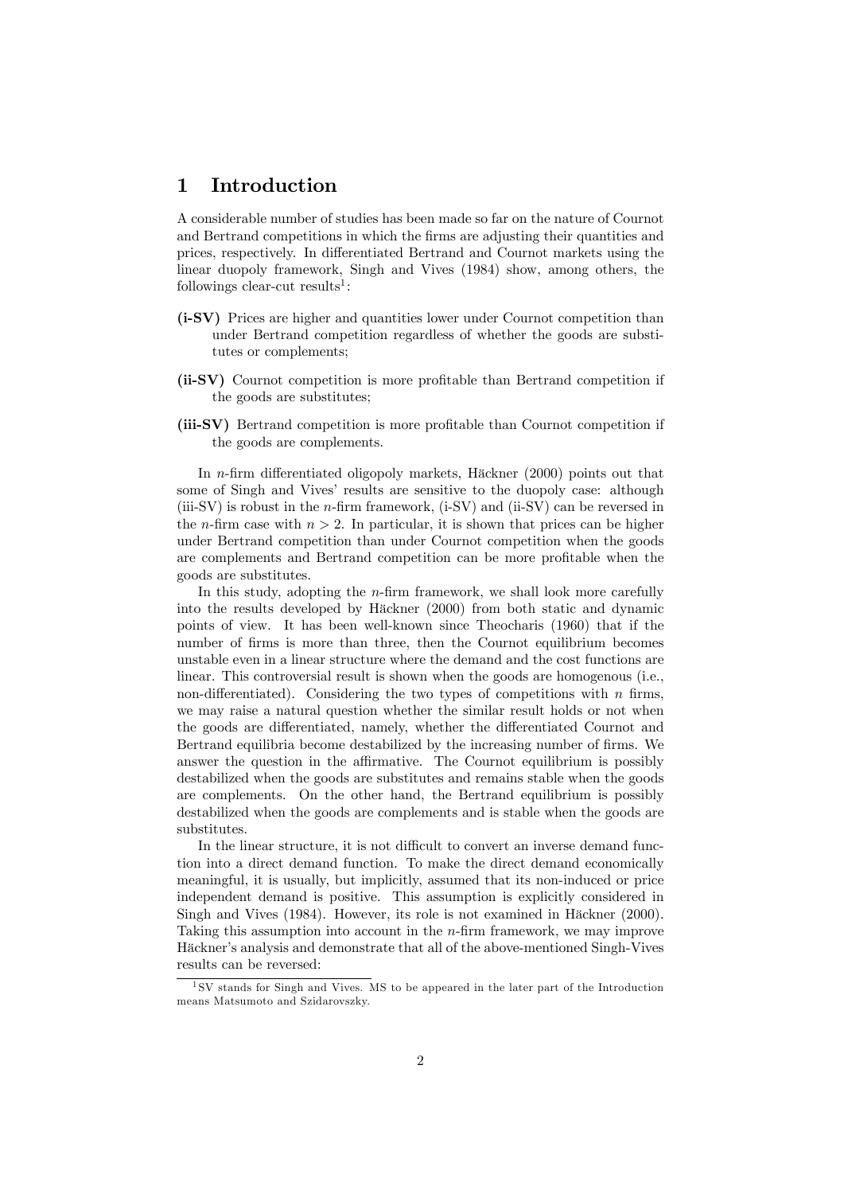## 1 Introduction

A considerable number of studies has been made so far on the nature of Cournot and Bertrand competitions in which the firms are adjusting their quantities and prices, respectively. In differentiated Bertrand and Cournot markets using the linear duopoly framework, Singh and Vives (1984) show, among others, the followings clear-cut results[1]:

**(i-SV)** Prices are higher and quantities lower under Cournot competition than under Bertrand competition regardless of whether the goods are substitutes or complements;

**(ii-SV)** Cournot competition is more profitable than Bertrand competition if the goods are substitutes;

**(iii-SV)** Bertrand competition is more profitable than Cournot competition if the goods are complements.

In $n$-firm differentiated oligopoly markets, Häckner (2000) points out that some of Singh and Vives' results are sensitive to the duopoly case: although (iii-SV) is robust in the $n$-firm framework, (i-SV) and (ii-SV) can be reversed in the $n$-firm case with $n > 2$. In particular, it is shown that prices can be higher under Bertrand competition than under Cournot competition when the goods are complements and Bertrand competition can be more profitable when the goods are substitutes.

In this study, adopting the $n$-firm framework, we shall look more carefully into the results developed by Häckner (2000) from both static and dynamic points of view. It has been well-known since Theocharis (1960) that if the number of firms is more than three, then the Cournot equilibrium becomes unstable even in a linear structure where the demand and the cost functions are linear. This controversial result is shown when the goods are homogenous (i.e., non-differentiated). Considering the two types of competitions with $n$ firms, we may raise a natural question whether the similar result holds or not when the goods are differentiated, namely, whether the differentiated Cournot and Bertrand equilibria become destabilized by the increasing number of firms. We answer the question in the affirmative. The Cournot equilibrium is possibly destabilized when the goods are substitutes and remains stable when the goods are complements. On the other hand, the Bertrand equilibrium is possibly destabilized when the goods are complements and is stable when the goods are substitutes.

In the linear structure, it is not difficult to convert an inverse demand function into a direct demand function. To make the direct demand economically meaningful, it is usually, but implicitly, assumed that its non-induced or price independent demand is positive. This assumption is explicitly considered in Singh and Vives (1984). However, its role is not examined in Häckner (2000). Taking this assumption into account in the $n$-firm framework, we may improve Häckner's analysis and demonstrate that all of the above-mentioned Singh-Vives results can be reversed:

[1] SV stands for Singh and Vives. MS to be appeared in the later part of the Introduction means Matsumoto and Szidarovszky.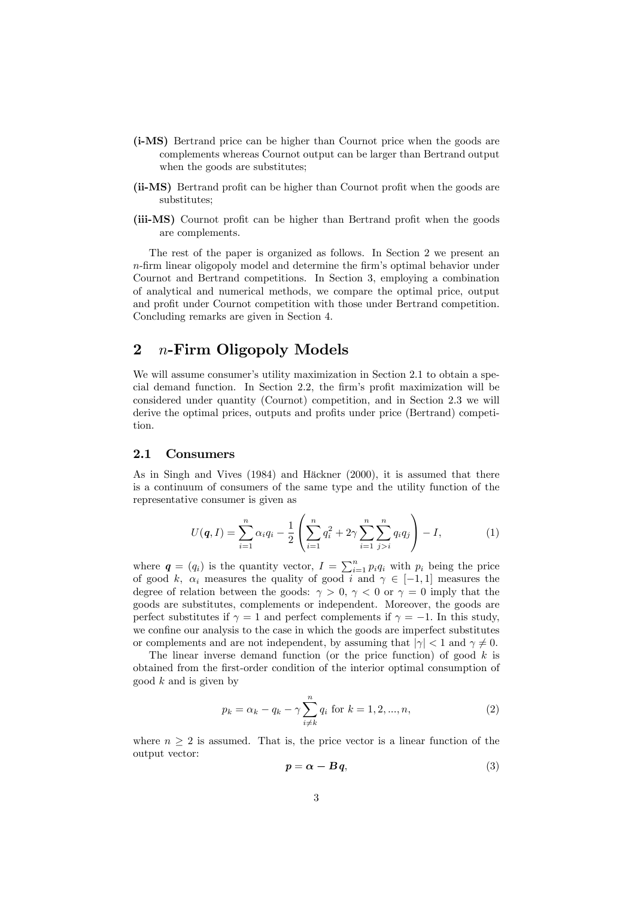**(i-MS)** Bertrand price can be higher than Cournot price when the goods are complements whereas Cournot output can be larger than Bertrand output when the goods are substitutes;

**(ii-MS)** Bertrand profit can be higher than Cournot profit when the goods are substitutes;

**(iii-MS)** Cournot profit can be higher than Bertrand profit when the goods are complements.

The rest of the paper is organized as follows. In Section 2 we present an $n$-firm linear oligopoly model and determine the firm's optimal behavior under Cournot and Bertrand competitions. In Section 3, employing a combination of analytical and numerical methods, we compare the optimal price, output and profit under Cournot competition with those under Bertrand competition. Concluding remarks are given in Section 4.

## 2 $n$-Firm Oligopoly Models

We will assume consumer's utility maximization in Section 2.1 to obtain a special demand function. In Section 2.2, the firm's profit maximization will be considered under quantity (Cournot) competition, and in Section 2.3 we will derive the optimal prices, outputs and profits under price (Bertrand) competition.

### 2.1 Consumers

As in Singh and Vives (1984) and Häckner (2000), it is assumed that there is a continuum of consumers of the same type and the utility function of the representative consumer is given as

$$U(\boldsymbol{q}, I) = \sum_{i=1}^{n} \alpha_i q_i - \frac{1}{2}\left(\sum_{i=1}^{n} q_i^2 + 2\gamma \sum_{i=1}^{n}\sum_{j>i}^{n} q_i q_j\right) - I, \tag{1}$$

where $\boldsymbol{q} = (q_i)$ is the quantity vector, $I = \sum_{i=1}^{n} p_i q_i$ with $p_i$ being the price of good $k$, $\alpha_i$ measures the quality of good $i$ and $\gamma \in [-1, 1]$ measures the degree of relation between the goods: $\gamma > 0$, $\gamma < 0$ or $\gamma = 0$ imply that the goods are substitutes, complements or independent. Moreover, the goods are perfect substitutes if $\gamma = 1$ and perfect complements if $\gamma = -1$. In this study, we confine our analysis to the case in which the goods are imperfect substitutes or complements and are not independent, by assuming that $|\gamma| < 1$ and $\gamma \neq 0$.

The linear inverse demand function (or the price function) of good $k$ is obtained from the first-order condition of the interior optimal consumption of good $k$ and is given by

$$p_k = \alpha_k - q_k - \gamma \sum_{i \neq k}^{n} q_i \text{ for } k = 1, 2, ..., n, \tag{2}$$

where $n \geq 2$ is assumed. That is, the price vector is a linear function of the output vector:

$$\boldsymbol{p} = \boldsymbol{\alpha} - \boldsymbol{B}\boldsymbol{q}, \tag{3}$$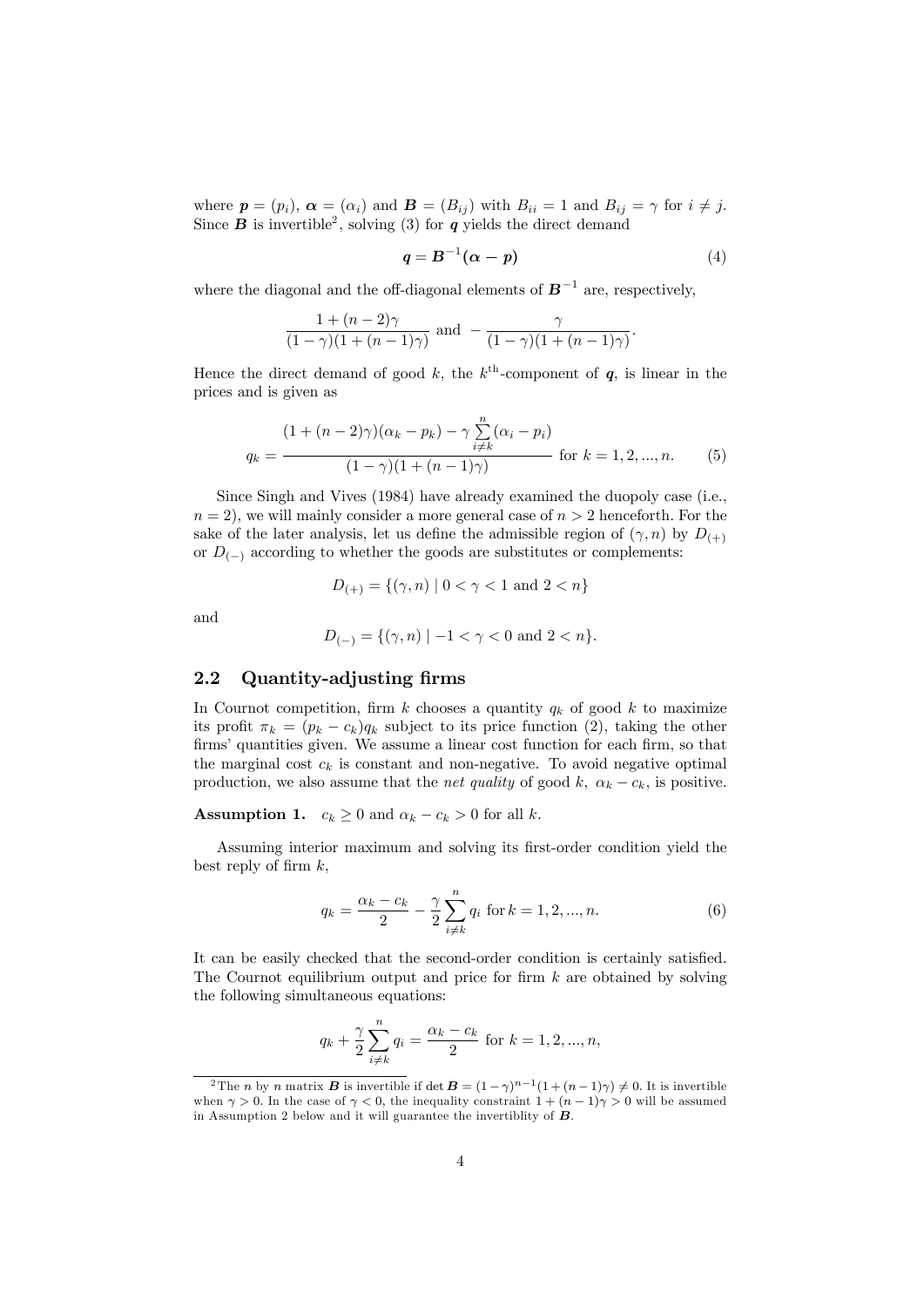where $\boldsymbol{p} = (p_i)$, $\boldsymbol{\alpha} = (\alpha_i)$ and $\boldsymbol{B} = (B_{ij})$ with $B_{ii} = 1$ and $B_{ij} = \gamma$ for $i \neq j$. Since $\boldsymbol{B}$ is invertible[2], solving (3) for $\boldsymbol{q}$ yields the direct demand

$$\boldsymbol{q} = \boldsymbol{B}^{-1}(\boldsymbol{\alpha} - \boldsymbol{p}) \tag{4}$$

where the diagonal and the off-diagonal elements of $\boldsymbol{B}^{-1}$ are, respectively,

$$\frac{1 + (n-2)\gamma}{(1-\gamma)(1 + (n-1)\gamma)} \text{ and } -\frac{\gamma}{(1-\gamma)(1 + (n-1)\gamma)}.$$

Hence the direct demand of good $k$, the $k^{\text{th}}$-component of $\boldsymbol{q}$, is linear in the prices and is given as

$$q_k = \frac{(1 + (n-2)\gamma)(\alpha_k - p_k) - \gamma \sum_{i \neq k}^{n} (\alpha_i - p_i)}{(1-\gamma)(1 + (n-1)\gamma)} \text{ for } k = 1, 2, ..., n. \tag{5}$$

Since Singh and Vives (1984) have already examined the duopoly case (i.e., $n = 2$), we will mainly consider a more general case of $n > 2$ henceforth. For the sake of the later analysis, let us define the admissible region of $(\gamma, n)$ by $D_{(+)}$ or $D_{(-)}$ according to whether the goods are substitutes or complements:

$$D_{(+)} = \{(\gamma, n) \mid 0 < \gamma < 1 \text{ and } 2 < n\}$$

and

$$D_{(-)} = \{(\gamma, n) \mid -1 < \gamma < 0 \text{ and } 2 < n\}.$$

## 2.2 Quantity-adjusting firms

In Cournot competition, firm $k$ chooses a quantity $q_k$ of good $k$ to maximize its profit $\pi_k = (p_k - c_k)q_k$ subject to its price function (2), taking the other firms' quantities given. We assume a linear cost function for each firm, so that the marginal cost $c_k$ is constant and non-negative. To avoid negative optimal production, we also assume that the *net quality* of good $k$, $\alpha_k - c_k$, is positive.

**Assumption 1.** $c_k \geq 0$ and $\alpha_k - c_k > 0$ for all $k$.

Assuming interior maximum and solving its first-order condition yield the best reply of firm $k$,

$$q_k = \frac{\alpha_k - c_k}{2} - \frac{\gamma}{2} \sum_{i \neq k}^{n} q_i \text{ for } k = 1, 2, ..., n. \tag{6}$$

It can be easily checked that the second-order condition is certainly satisfied. The Cournot equilibrium output and price for firm $k$ are obtained by solving the following simultaneous equations:

$$q_k + \frac{\gamma}{2} \sum_{i \neq k}^{n} q_i = \frac{\alpha_k - c_k}{2} \text{ for } k = 1, 2, ..., n,$$

---

[2] The $n$ by $n$ matrix $\boldsymbol{B}$ is invertible if $\det \boldsymbol{B} = (1-\gamma)^{n-1}(1 + (n-1)\gamma) \neq 0$. It is invertible when $\gamma > 0$. In the case of $\gamma < 0$, the inequality constraint $1 + (n-1)\gamma > 0$ will be assumed in Assumption 2 below and it will guarantee the invertiblity of $\boldsymbol{B}$.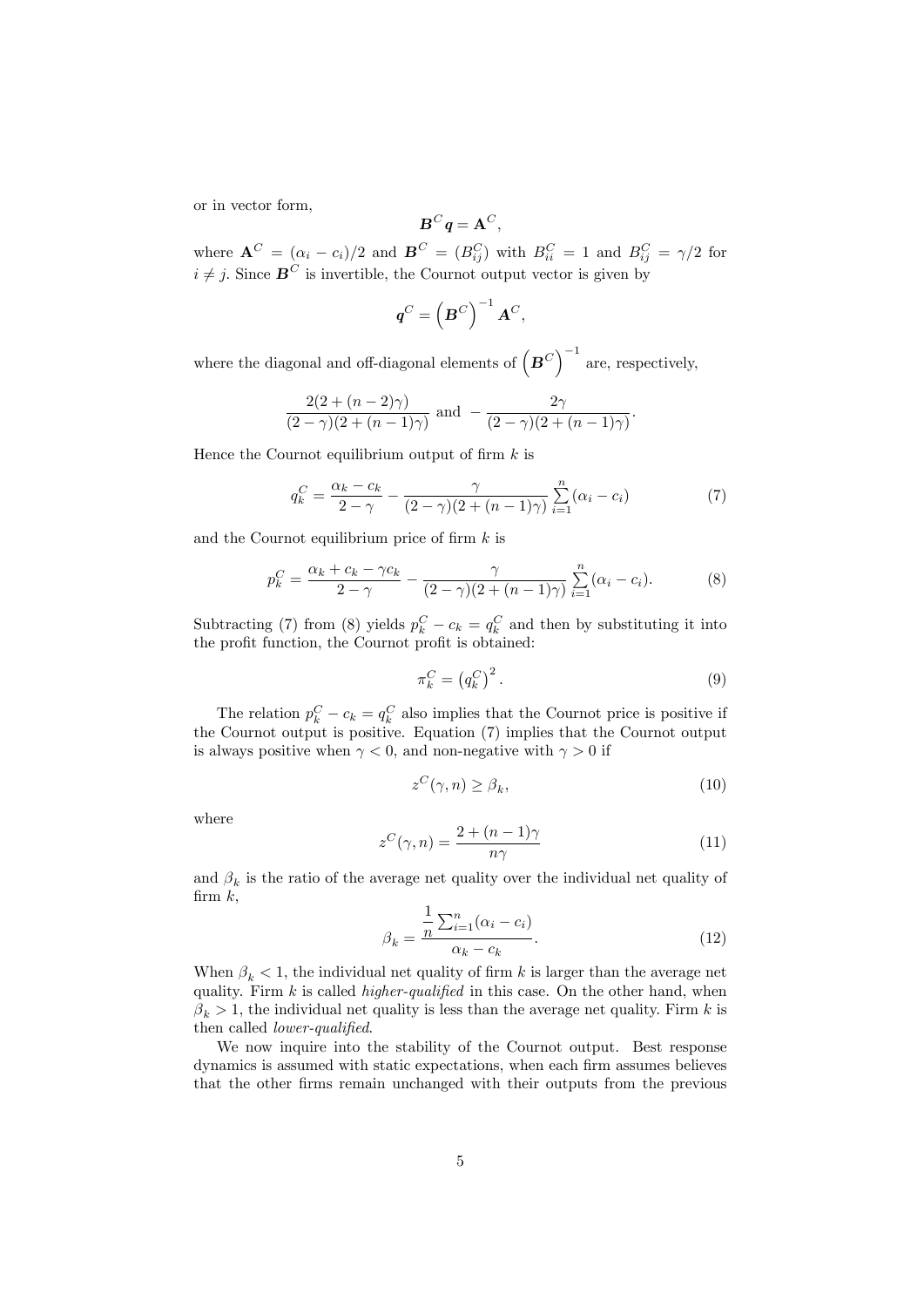or in vector form,

$$\boldsymbol{B}^C \boldsymbol{q} = \mathbf{A}^C,$$

where $\mathbf{A}^C = (\alpha_i - c_i)/2$ and $\boldsymbol{B}^C = (B_{ij}^C)$ with $B_{ii}^C = 1$ and $B_{ij}^C = \gamma/2$ for $i \neq j$. Since $\boldsymbol{B}^C$ is invertible, the Cournot output vector is given by

$$\boldsymbol{q}^C = \left(\boldsymbol{B}^C\right)^{-1} \mathbf{A}^C,$$

where the diagonal and off-diagonal elements of $\left(\boldsymbol{B}^C\right)^{-1}$ are, respectively,

$$\frac{2(2 + (n-2)\gamma)}{(2-\gamma)(2+(n-1)\gamma)} \text{ and } -\frac{2\gamma}{(2-\gamma)(2+(n-1)\gamma)}.$$

Hence the Cournot equilibrium output of firm $k$ is

$$q_k^C = \frac{\alpha_k - c_k}{2-\gamma} - \frac{\gamma}{(2-\gamma)(2+(n-1)\gamma)} \sum_{i=1}^{n} (\alpha_i - c_i) \tag{7}$$

and the Cournot equilibrium price of firm $k$ is

$$p_k^C = \frac{\alpha_k + c_k - \gamma c_k}{2-\gamma} - \frac{\gamma}{(2-\gamma)(2+(n-1)\gamma)} \sum_{i=1}^{n} (\alpha_i - c_i). \tag{8}$$

Subtracting (7) from (8) yields $p_k^C - c_k = q_k^C$ and then by substituting it into the profit function, the Cournot profit is obtained:

$$\pi_k^C = \left(q_k^C\right)^2. \tag{9}$$

The relation $p_k^C - c_k = q_k^C$ also implies that the Cournot price is positive if the Cournot output is positive. Equation (7) implies that the Cournot output is always positive when $\gamma < 0$, and non-negative with $\gamma > 0$ if

$$z^C(\gamma, n) \geq \beta_k, \tag{10}$$

where

$$z^C(\gamma, n) = \frac{2 + (n-1)\gamma}{n\gamma} \tag{11}$$

and $\beta_k$ is the ratio of the average net quality over the individual net quality of firm $k$,

$$\beta_k = \frac{\frac{1}{n}\sum_{i=1}^{n}(\alpha_i - c_i)}{\alpha_k - c_k}. \tag{12}$$

When $\beta_k < 1$, the individual net quality of firm $k$ is larger than the average net quality. Firm $k$ is called *higher-qualified* in this case. On the other hand, when $\beta_k > 1$, the individual net quality is less than the average net quality. Firm $k$ is then called *lower-qualified*.

We now inquire into the stability of the Cournot output. Best response dynamics is assumed with static expectations, when each firm assumes believes that the other firms remain unchanged with their outputs from the previous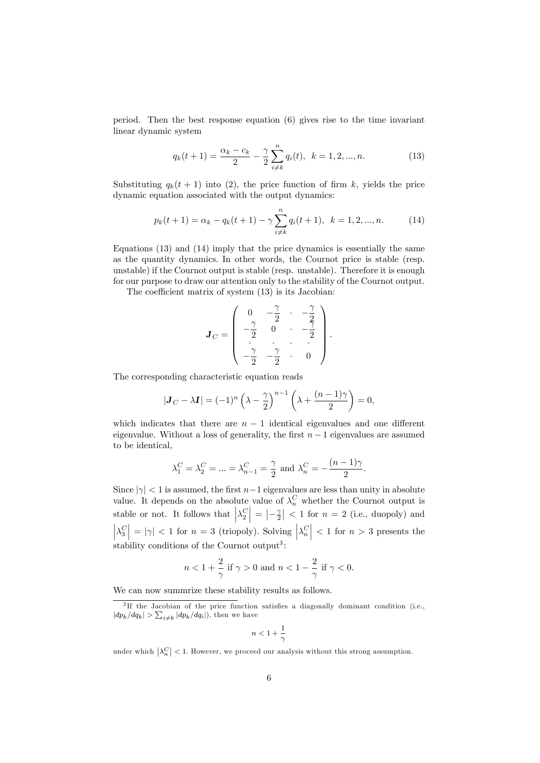period. Then the best response equation (6) gives rise to the time invariant linear dynamic system

$$q_k(t+1) = \frac{\alpha_k - c_k}{2} - \frac{\gamma}{2}\sum_{i \neq k}^{n} q_i(t), \;\; k = 1, 2, ..., n. \tag{13}$$

Substituting $q_k(t+1)$ into (2), the price function of firm $k$, yields the price dynamic equation associated with the output dynamics:

$$p_k(t+1) = \alpha_k - q_k(t+1) - \gamma \sum_{i \neq k}^{n} q_i(t+1), \;\; k = 1, 2, ..., n. \tag{14}$$

Equations (13) and (14) imply that the price dynamics is essentially the same as the quantity dynamics. In other words, the Cournot price is stable (resp. unstable) if the Cournot output is stable (resp. unstable). Therefore it is enough for our purpose to draw our attention only to the stability of the Cournot output.

The coefficient matrix of system (13) is its Jacobian:

$$\boldsymbol{J}_C = \begin{pmatrix} 0 & -\frac{\gamma}{2} & \cdot & -\frac{\gamma}{2} \\ -\frac{\gamma}{2} & 0 & \cdot & -\frac{\gamma}{2} \\ \cdot & \cdot & \cdot & \cdot \\ -\frac{\gamma}{2} & -\frac{\gamma}{2} & \cdot & 0 \end{pmatrix}.$$

The corresponding characteristic equation reads

$$|\boldsymbol{J}_C - \lambda \boldsymbol{I}| = (-1)^n \left(\lambda - \frac{\gamma}{2}\right)^{n-1} \left(\lambda + \frac{(n-1)\gamma}{2}\right) = 0,$$

which indicates that there are $n-1$ identical eigenvalues and one different eigenvalue. Without a loss of generality, the first $n-1$ eigenvalues are assumed to be identical,

$$\lambda_1^C = \lambda_2^C = ... = \lambda_{n-1}^C = \frac{\gamma}{2} \text{ and } \lambda_n^C = -\frac{(n-1)\gamma}{2}.$$

Since $|\gamma| < 1$ is assumed, the first $n-1$ eigenvalues are less than unity in absolute value. It depends on the absolute value of $\lambda_n^C$ whether the Cournot output is stable or not. It follows that $\left|\lambda_2^C\right| = \left|-\frac{\gamma}{2}\right| < 1$ for $n = 2$ (i.e., duopoly) and $\left|\lambda_3^C\right| = |\gamma| < 1$ for $n = 3$ (triopoly). Solving $\left|\lambda_n^C\right| < 1$ for $n > 3$ presents the stability conditions of the Cournot output[3]:

$$n < 1 + \frac{2}{\gamma} \text{ if } \gamma > 0 \text{ and } n < 1 - \frac{2}{\gamma} \text{ if } \gamma < 0.$$

We can now summrize these stability results as follows.

---

[3] If the Jacobian of the price function satisfies a diagonally dominant condition (i.e., $|dp_k/dq_k| > \sum_{i \neq k} |dp_k/dq_i|$), then we have

$$n < 1 + \frac{1}{\gamma}$$

under which $\left|\lambda_n^C\right| < 1$. However, we proceed our analysis without this strong assumption.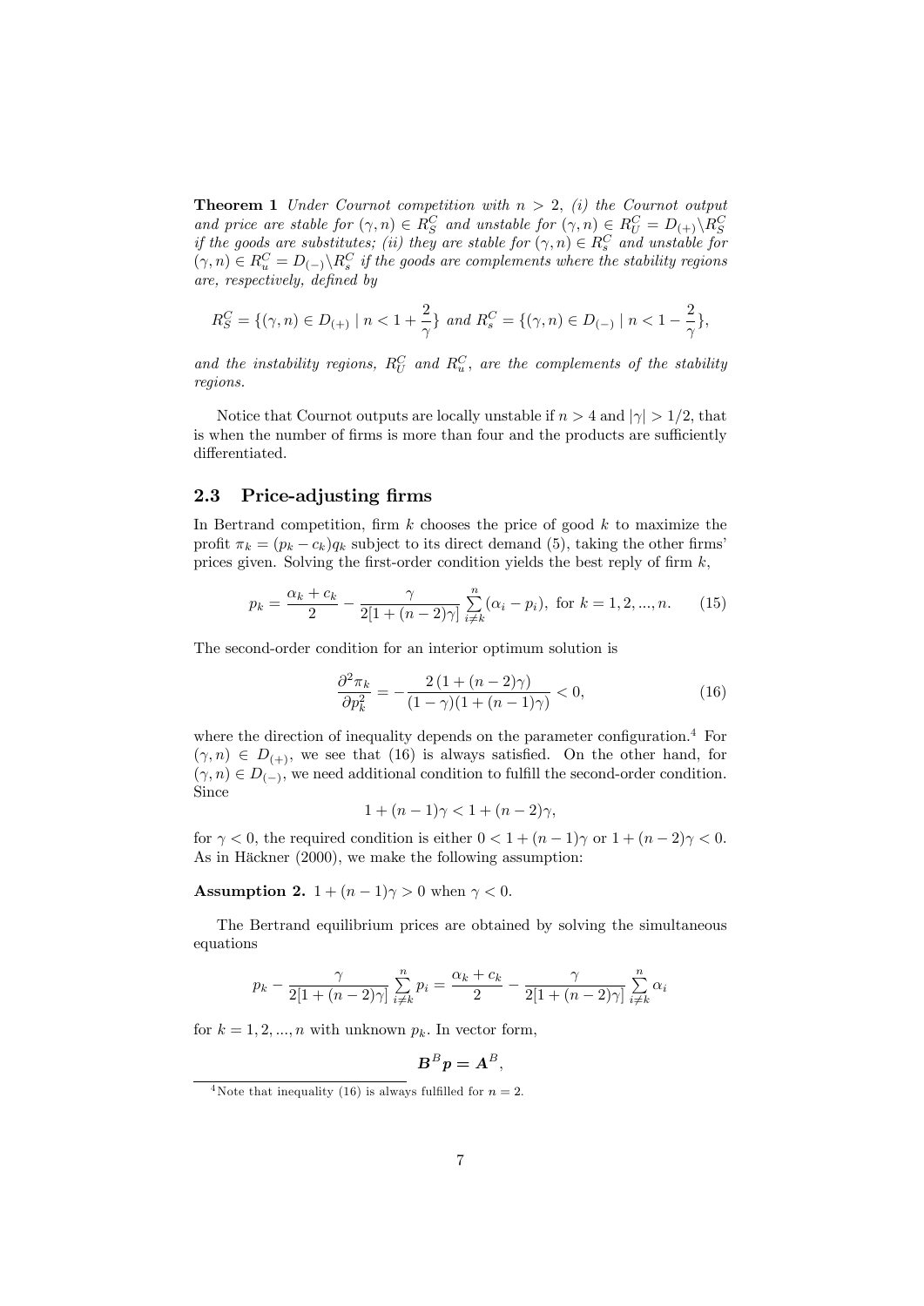**Theorem 1** *Under Cournot competition with $n > 2$, (i) the Cournot output and price are stable for $(\gamma, n) \in R_S^C$ and unstable for $(\gamma, n) \in R_U^C = D_{(+)} \backslash R_S^C$ if the goods are substitutes; (ii) they are stable for $(\gamma, n) \in R_s^C$ and unstable for $(\gamma, n) \in R_u^C = D_{(-)} \backslash R_s^C$ if the goods are complements where the stability regions are, respectively, defined by*

$$R_S^C = \{(\gamma, n) \in D_{(+)} \mid n < 1 + \frac{2}{\gamma}\} \text{ and } R_s^C = \{(\gamma, n) \in D_{(-)} \mid n < 1 - \frac{2}{\gamma}\},$$

*and the instability regions, $R_U^C$ and $R_u^C$, are the complements of the stability regions.*

Notice that Cournot outputs are locally unstable if $n > 4$ and $|\gamma| > 1/2$, that is when the number of firms is more than four and the products are sufficiently differentiated.

## 2.3 Price-adjusting firms

In Bertrand competition, firm $k$ chooses the price of good $k$ to maximize the profit $\pi_k = (p_k - c_k)q_k$ subject to its direct demand (5), taking the other firms' prices given. Solving the first-order condition yields the best reply of firm $k$,

$$p_k = \frac{\alpha_k + c_k}{2} - \frac{\gamma}{2[1 + (n-2)\gamma]} \sum_{i \neq k}^{n} (\alpha_i - p_i), \text{ for } k = 1, 2, ..., n. \tag{15}$$

The second-order condition for an interior optimum solution is

$$\frac{\partial^2 \pi_k}{\partial p_k^2} = -\frac{2\left(1 + (n-2)\gamma\right)}{(1-\gamma)(1 + (n-1)\gamma)} < 0, \tag{16}$$

where the direction of inequality depends on the parameter configuration.[4] For $(\gamma, n) \in D_{(+)}$, we see that (16) is always satisfied. On the other hand, for $(\gamma, n) \in D_{(-)}$, we need additional condition to fulfill the second-order condition. Since

$$1 + (n-1)\gamma < 1 + (n-2)\gamma,$$

for $\gamma < 0$, the required condition is either $0 < 1 + (n-1)\gamma$ or $1 + (n-2)\gamma < 0$. As in Häckner (2000), we make the following assumption:

**Assumption 2.** $1 + (n-1)\gamma > 0$ when $\gamma < 0$.

The Bertrand equilibrium prices are obtained by solving the simultaneous equations

$$p_k - \frac{\gamma}{2[1 + (n-2)\gamma]} \sum_{i \neq k}^{n} p_i = \frac{\alpha_k + c_k}{2} - \frac{\gamma}{2[1 + (n-2)\gamma]} \sum_{i \neq k}^{n} \alpha_i$$

for $k = 1, 2, ..., n$ with unknown $p_k$. In vector form,

$$\boldsymbol{B}^B \boldsymbol{p} = \boldsymbol{A}^B,$$

---

[4] Note that inequality (16) is always fulfilled for $n = 2$.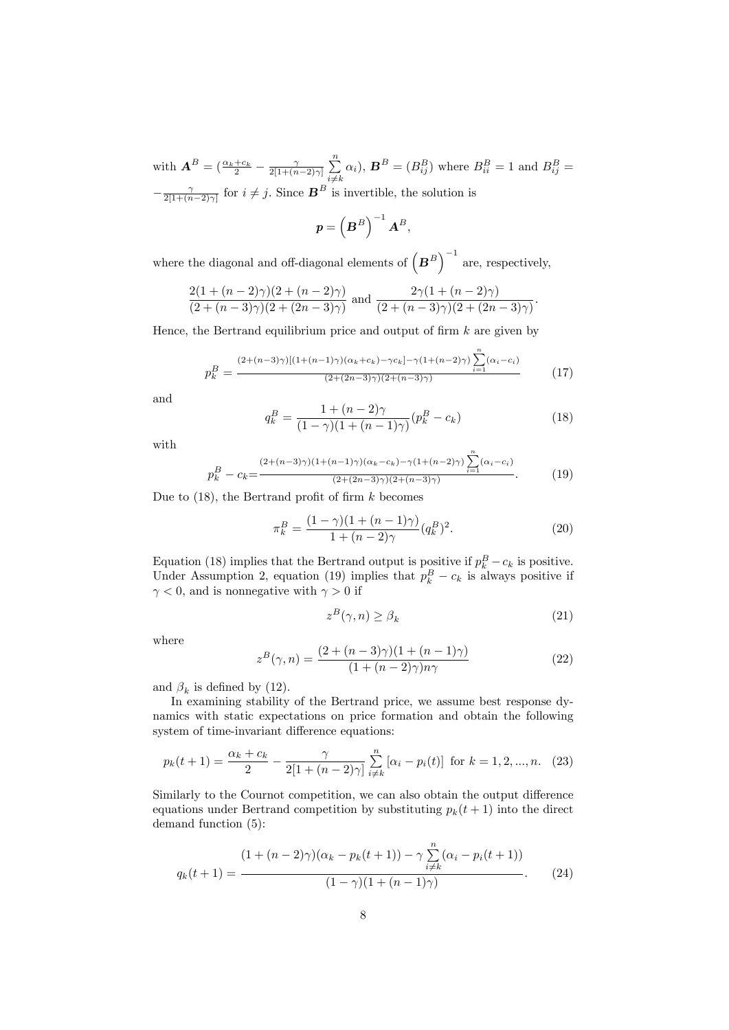with $\boldsymbol{A}^B = (\frac{\alpha_k + c_k}{2} - \frac{\gamma}{2[1+(n-2)\gamma]}\sum_{i \neq k}^{n} \alpha_i)$, $\boldsymbol{B}^B = (B_{ij}^B)$ where $B_{ii}^B = 1$ and $B_{ij}^B = -\frac{\gamma}{2[1+(n-2)\gamma]}$ for $i \neq j$. Since $\boldsymbol{B}^B$ is invertible, the solution is

$$\boldsymbol{p} = \left(\boldsymbol{B}^B\right)^{-1} \boldsymbol{A}^B,$$

where the diagonal and off-diagonal elements of $\left(\boldsymbol{B}^B\right)^{-1}$ are, respectively,

$$\frac{2(1+(n-2)\gamma)(2+(n-2)\gamma)}{(2+(n-3)\gamma)(2+(2n-3)\gamma)} \text{ and } \frac{2\gamma(1+(n-2)\gamma)}{(2+(n-3)\gamma)(2+(2n-3)\gamma)}.$$

Hence, the Bertrand equilibrium price and output of firm $k$ are given by

$$p_k^B = \frac{(2+(n-3)\gamma)[(1+(n-1)\gamma)(\alpha_k+c_k) - \gamma c_k] - \gamma(1+(n-2)\gamma)\sum_{i=1}^{n}(\alpha_i - c_i)}{(2+(2n-3)\gamma)(2+(n-3)\gamma)} \tag{17}$$

and

$$q_k^B = \frac{1+(n-2)\gamma}{(1-\gamma)(1+(n-1)\gamma)}(p_k^B - c_k) \tag{18}$$

with

$$p_k^B - c_k = \frac{(2+(n-3)\gamma)(1+(n-1)\gamma)(\alpha_k - c_k) - \gamma(1+(n-2)\gamma)\sum_{i=1}^{n}(\alpha_i - c_i)}{(2+(2n-3)\gamma)(2+(n-3)\gamma)}. \tag{19}$$

Due to (18), the Bertrand profit of firm $k$ becomes

$$\pi_k^B = \frac{(1-\gamma)(1+(n-1)\gamma)}{1+(n-2)\gamma}(q_k^B)^2. \tag{20}$$

Equation (18) implies that the Bertrand output is positive if $p_k^B - c_k$ is positive. Under Assumption 2, equation (19) implies that $p_k^B - c_k$ is always positive if $\gamma < 0$, and is nonnegative with $\gamma > 0$ if

$$z^B(\gamma, n) \geq \beta_k \tag{21}$$

where

$$z^B(\gamma, n) = \frac{(2+(n-3)\gamma)(1+(n-1)\gamma)}{(1+(n-2)\gamma)n\gamma} \tag{22}$$

and $\beta_k$ is defined by (12).

In examining stability of the Bertrand price, we assume best response dynamics with static expectations on price formation and obtain the following system of time-invariant difference equations:

$$p_k(t+1) = \frac{\alpha_k + c_k}{2} - \frac{\gamma}{2[1+(n-2)\gamma]}\sum_{i \neq k}^{n}[\alpha_i - p_i(t)] \text{ for } k = 1, 2, ..., n. \tag{23}$$

Similarly to the Cournot competition, we can also obtain the output difference equations under Bertrand competition by substituting $p_k(t+1)$ into the direct demand function (5):

$$q_k(t+1) = \frac{(1+(n-2)\gamma)(\alpha_k - p_k(t+1)) - \gamma\sum_{i \neq k}^{n}(\alpha_i - p_i(t+1))}{(1-\gamma)(1+(n-1)\gamma)}. \tag{24}$$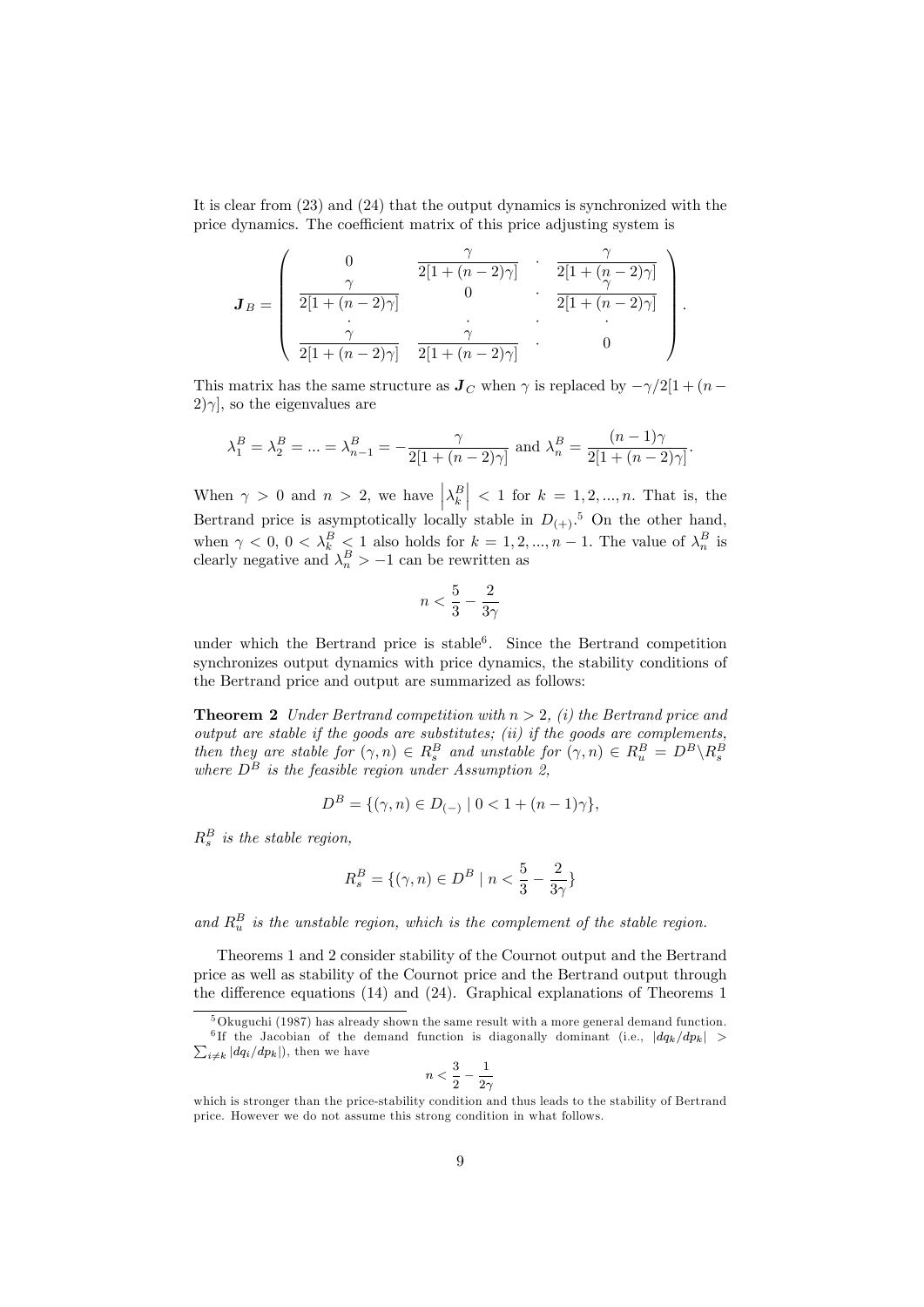It is clear from (23) and (24) that the output dynamics is synchronized with the price dynamics. The coefficient matrix of this price adjusting system is

$$
\boldsymbol{J}_B = \begin{pmatrix} 0 & \dfrac{\gamma}{2[1+(n-2)\gamma]} & \cdot & \dfrac{\gamma}{2[1+(n-2)\gamma]} \\ \dfrac{\gamma}{2[1+(n-2)\gamma]} & 0 & \cdot & \dfrac{\gamma}{2[1+(n-2)\gamma]} \\ \cdot & \cdot & \cdot & \cdot \\ \dfrac{\gamma}{2[1+(n-2)\gamma]} & \dfrac{\gamma}{2[1+(n-2)\gamma]} & \cdot & 0 \end{pmatrix}.
$$

This matrix has the same structure as $\boldsymbol{J}_C$ when $\gamma$ is replaced by $-\gamma/2[1+(n-2)\gamma]$, so the eigenvalues are

$$
\lambda_1^B = \lambda_2^B = ... = \lambda_{n-1}^B = -\frac{\gamma}{2[1+(n-2)\gamma]} \text{ and } \lambda_n^B = \frac{(n-1)\gamma}{2[1+(n-2)\gamma]}.
$$

When $\gamma > 0$ and $n > 2$, we have $\left|\lambda_k^B\right| < 1$ for $k = 1, 2, ..., n$. That is, the Bertrand price is asymptotically locally stable in $D_{(+)}$.[5] On the other hand, when $\gamma < 0$, $0 < \lambda_k^B < 1$ also holds for $k = 1, 2, ..., n-1$. The value of $\lambda_n^B$ is clearly negative and $\lambda_n^B > -1$ can be rewritten as

$$
n < \frac{5}{3} - \frac{2}{3\gamma}
$$

under which the Bertrand price is stable[6]. Since the Bertrand competition synchronizes output dynamics with price dynamics, the stability conditions of the Bertrand price and output are summarized as follows:

**Theorem 2** *Under Bertrand competition with $n > 2$, (i) the Bertrand price and output are stable if the goods are substitutes; (ii) if the goods are complements, then they are stable for $(\gamma, n) \in R_s^B$ and unstable for $(\gamma, n) \in R_u^B = D^B \backslash R_s^B$ where $D^B$ is the feasible region under Assumption 2,*

$$
D^B = \{(\gamma, n) \in D_{(-)} \mid 0 < 1 + (n-1)\gamma\},
$$

*$R_s^B$ is the stable region,*

$$
R_s^B = \{(\gamma, n) \in D^B \mid n < \frac{5}{3} - \frac{2}{3\gamma}\}
$$

*and $R_u^B$ is the unstable region, which is the complement of the stable region.*

Theorems 1 and 2 consider stability of the Cournot output and the Bertrand price as well as stability of the Cournot price and the Bertrand output through the difference equations (14) and (24). Graphical explanations of Theorems 1

---

[5] Okuguchi (1987) has already shown the same result with a more general demand function.

[6] If the Jacobian of the demand function is diagonally dominant (i.e., $|dq_k/dp_k| > \sum_{i \neq k} |dq_i/dp_k|$), then we have

$$
n < \frac{3}{2} - \frac{1}{2\gamma}
$$

which is stronger than the price-stability condition and thus leads to the stability of Bertrand price. However we do not assume this strong condition in what follows.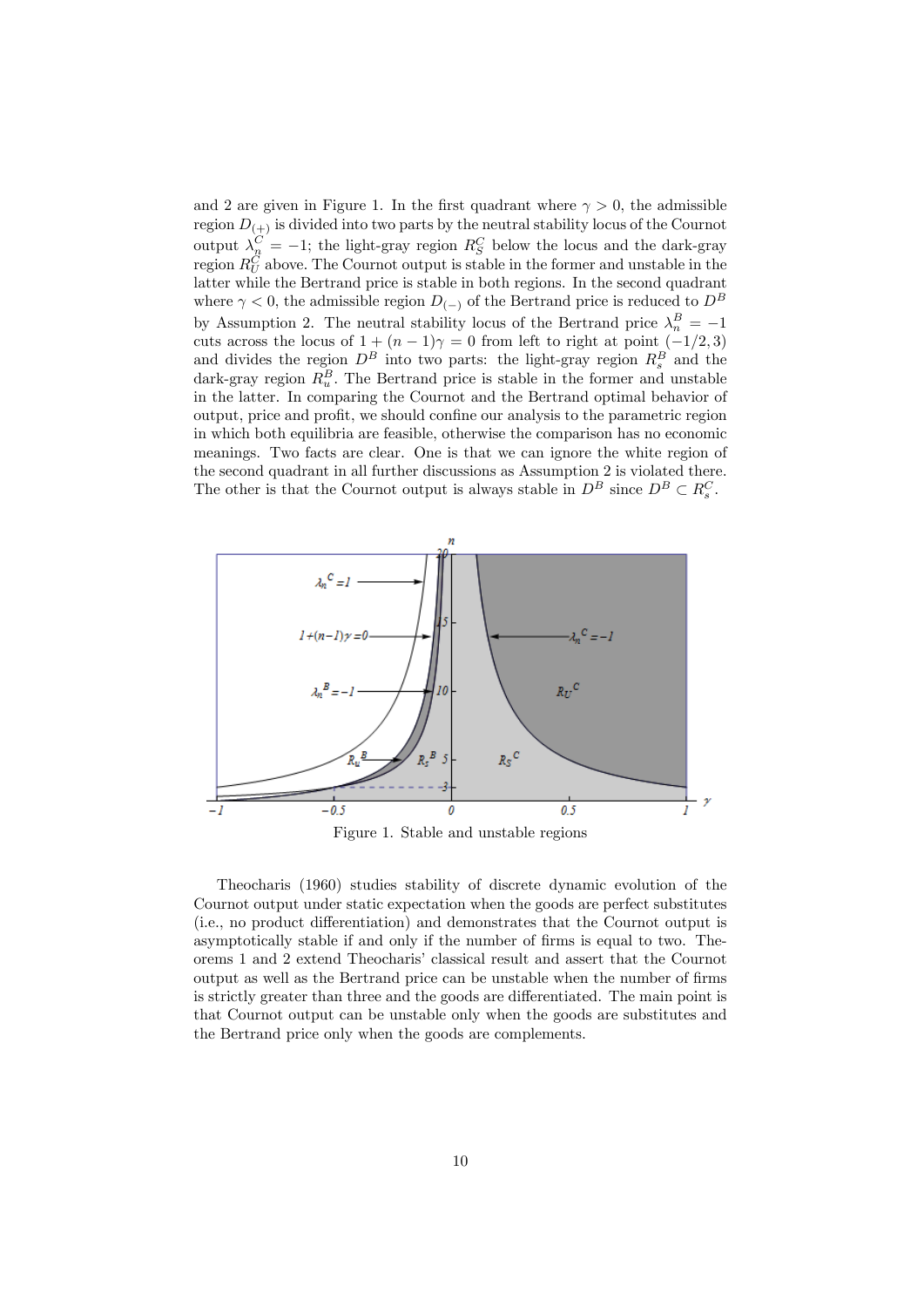and 2 are given in Figure 1. In the first quadrant where $\gamma > 0$, the admissible region $D_{(+)}$ is divided into two parts by the neutral stability locus of the Cournot output $\lambda_n^C = -1$; the light-gray region $R_S^C$ below the locus and the dark-gray region $R_U^C$ above. The Cournot output is stable in the former and unstable in the latter while the Bertrand price is stable in both regions. In the second quadrant where $\gamma < 0$, the admissible region $D_{(-)}$ of the Bertrand price is reduced to $D^B$ by Assumption 2. The neutral stability locus of the Bertrand price $\lambda_n^B = -1$ cuts across the locus of $1 + (n-1)\gamma = 0$ from left to right at point $(-1/2, 3)$ and divides the region $D^B$ into two parts: the light-gray region $R_s^B$ and the dark-gray region $R_u^B$. The Bertrand price is stable in the former and unstable in the latter. In comparing the Cournot and the Bertrand optimal behavior of output, price and profit, we should confine our analysis to the parametric region in which both equilibria are feasible, otherwise the comparison has no economic meanings. Two facts are clear. One is that we can ignore the white region of the second quadrant in all further discussions as Assumption 2 is violated there. The other is that the Cournot output is always stable in $D^B$ since $D^B \subset R_s^C$.

Figure 1. Stable and unstable regions

Theocharis (1960) studies stability of discrete dynamic evolution of the Cournot output under static expectation when the goods are perfect substitutes (i.e., no product differentiation) and demonstrates that the Cournot output is asymptotically stable if and only if the number of firms is equal to two. Theorems 1 and 2 extend Theocharis' classical result and assert that the Cournot output as well as the Bertrand price can be unstable when the number of firms is strictly greater than three and the goods are differentiated. The main point is that Cournot output can be unstable only when the goods are substitutes and the Bertrand price only when the goods are complements.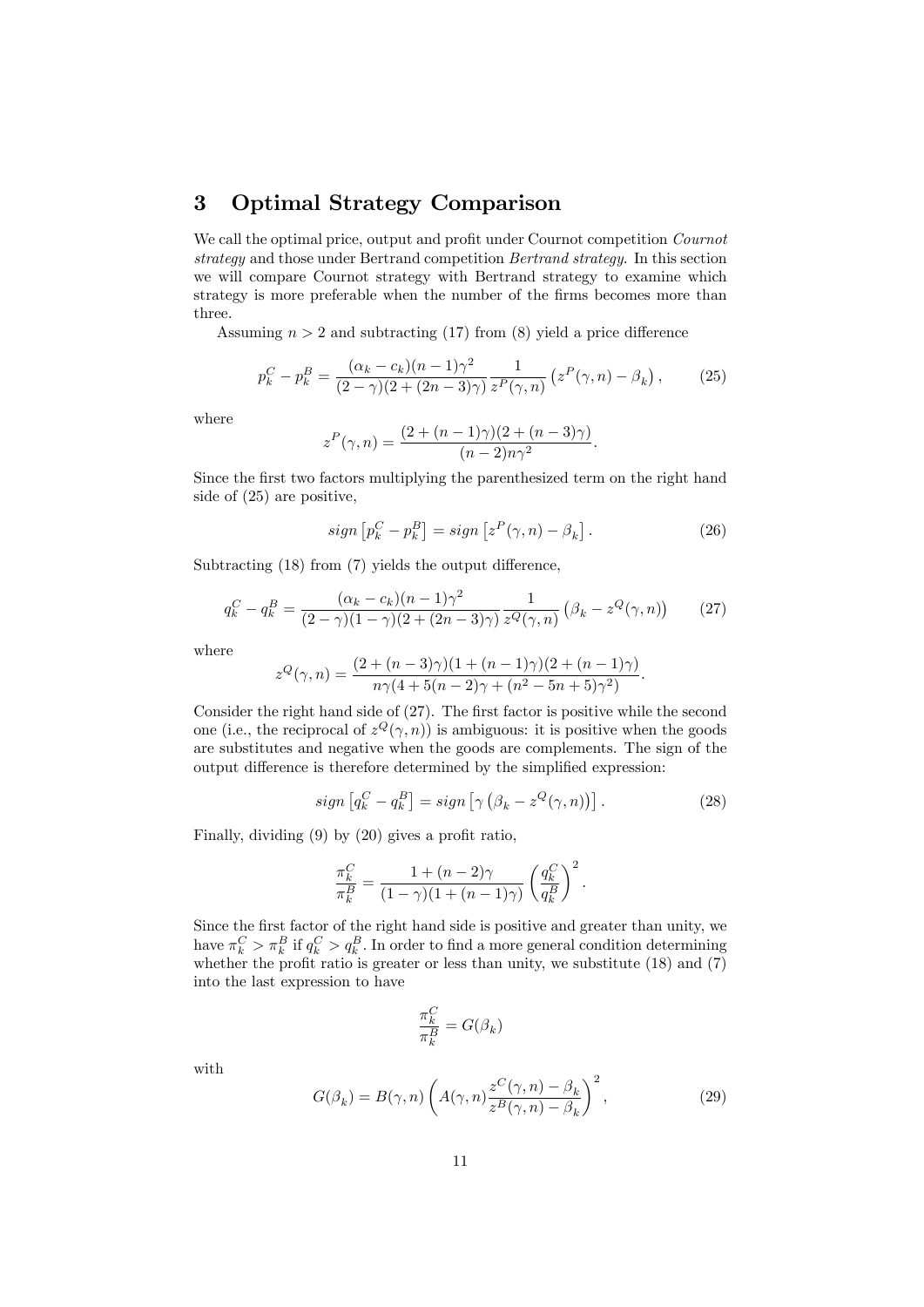## 3 Optimal Strategy Comparison

We call the optimal price, output and profit under Cournot competition *Cournot strategy* and those under Bertrand competition *Bertrand strategy*. In this section we will compare Cournot strategy with Bertrand strategy to examine which strategy is more preferable when the number of the firms becomes more than three.

Assuming $n > 2$ and subtracting (17) from (8) yield a price difference

$$p_k^C - p_k^B = \frac{(\alpha_k - c_k)(n-1)\gamma^2}{(2-\gamma)(2+(2n-3)\gamma)} \frac{1}{z^P(\gamma, n)} \left( z^P(\gamma, n) - \beta_k \right), \tag{25}$$

where

$$z^P(\gamma, n) = \frac{(2+(n-1)\gamma)(2+(n-3)\gamma)}{(n-2)n\gamma^2}.$$

Since the first two factors multiplying the parenthesized term on the right hand side of (25) are positive,

$$sign\left[p_k^C - p_k^B\right] = sign\left[z^P(\gamma, n) - \beta_k\right]. \tag{26}$$

Subtracting (18) from (7) yields the output difference,

$$q_k^C - q_k^B = \frac{(\alpha_k - c_k)(n-1)\gamma^2}{(2-\gamma)(1-\gamma)(2+(2n-3)\gamma)} \frac{1}{z^Q(\gamma, n)} \left( \beta_k - z^Q(\gamma, n) \right) \tag{27}$$

where

$$z^Q(\gamma, n) = \frac{(2+(n-3)\gamma)(1+(n-1)\gamma)(2+(n-1)\gamma)}{n\gamma(4+5(n-2)\gamma+(n^2-5n+5)\gamma^2)}.$$

Consider the right hand side of (27). The first factor is positive while the second one (i.e., the reciprocal of $z^Q(\gamma, n)$) is ambiguous: it is positive when the goods are substitutes and negative when the goods are complements. The sign of the output difference is therefore determined by the simplified expression:

$$sign\left[q_k^C - q_k^B\right] = sign\left[\gamma\left(\beta_k - z^Q(\gamma, n)\right)\right]. \tag{28}$$

Finally, dividing (9) by (20) gives a profit ratio,

$$\frac{\pi_k^C}{\pi_k^B} = \frac{1+(n-2)\gamma}{(1-\gamma)(1+(n-1)\gamma)} \left( \frac{q_k^C}{q_k^B} \right)^2.$$

Since the first factor of the right hand side is positive and greater than unity, we have $\pi_k^C > \pi_k^B$ if $q_k^C > q_k^B$. In order to find a more general condition determining whether the profit ratio is greater or less than unity, we substitute (18) and (7) into the last expression to have

$$\frac{\pi_k^C}{\pi_k^B} = G(\beta_k)$$

with

$$G(\beta_k) = B(\gamma, n) \left( A(\gamma, n) \frac{z^C(\gamma, n) - \beta_k}{z^B(\gamma, n) - \beta_k} \right)^2, \tag{29}$$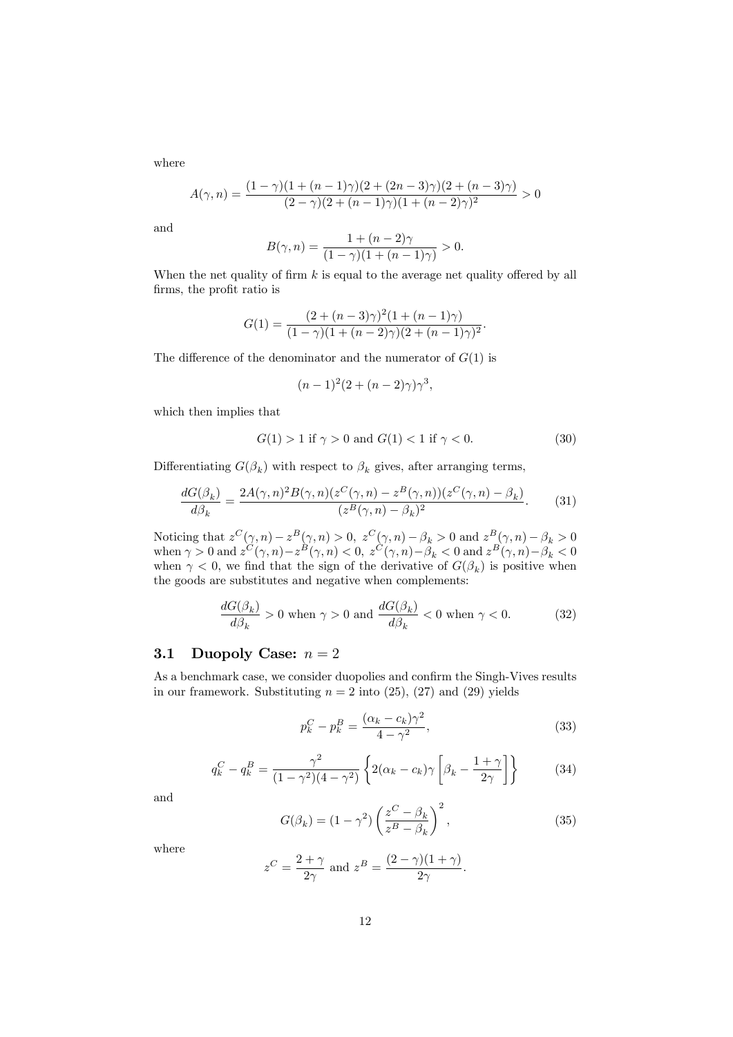where

$$A(\gamma, n) = \frac{(1-\gamma)(1+(n-1)\gamma)(2+(2n-3)\gamma)(2+(n-3)\gamma)}{(2-\gamma)(2+(n-1)\gamma)(1+(n-2)\gamma)^2} > 0$$

and

$$B(\gamma, n) = \frac{1+(n-2)\gamma}{(1-\gamma)(1+(n-1)\gamma)} > 0.$$

When the net quality of firm $k$ is equal to the average net quality offered by all firms, the profit ratio is

$$G(1) = \frac{(2+(n-3)\gamma)^2(1+(n-1)\gamma)}{(1-\gamma)(1+(n-2)\gamma)(2+(n-1)\gamma)^2}.$$

The difference of the denominator and the numerator of $G(1)$ is

$$(n-1)^2(2+(n-2)\gamma)\gamma^3,$$

which then implies that

$$G(1) > 1 \text{ if } \gamma > 0 \text{ and } G(1) < 1 \text{ if } \gamma < 0. \tag{30}$$

Differentiating $G(\beta_k)$ with respect to $\beta_k$ gives, after arranging terms,

$$\frac{dG(\beta_k)}{d\beta_k} = \frac{2A(\gamma, n)^2 B(\gamma, n)(z^C(\gamma, n) - z^B(\gamma, n))(z^C(\gamma, n) - \beta_k)}{(z^B(\gamma, n) - \beta_k)^2}. \tag{31}$$

Noticing that $z^C(\gamma, n) - z^B(\gamma, n) > 0$, $z^C(\gamma, n) - \beta_k > 0$ and $z^B(\gamma, n) - \beta_k > 0$ when $\gamma > 0$ and $z^C(\gamma, n) - z^B(\gamma, n) < 0$, $z^C(\gamma, n) - \beta_k < 0$ and $z^B(\gamma, n) - \beta_k < 0$ when $\gamma < 0$, we find that the sign of the derivative of $G(\beta_k)$ is positive when the goods are substitutes and negative when complements:

$$\frac{dG(\beta_k)}{d\beta_k} > 0 \text{ when } \gamma > 0 \text{ and } \frac{dG(\beta_k)}{d\beta_k} < 0 \text{ when } \gamma < 0. \tag{32}$$

### 3.1 Duopoly Case: $n = 2$

As a benchmark case, we consider duopolies and confirm the Singh-Vives results in our framework. Substituting $n = 2$ into (25), (27) and (29) yields

$$p_k^C - p_k^B = \frac{(\alpha_k - c_k)\gamma^2}{4 - \gamma^2}, \tag{33}$$

$$q_k^C - q_k^B = \frac{\gamma^2}{(1-\gamma^2)(4-\gamma^2)} \left\{ 2(\alpha_k - c_k)\gamma \left[ \beta_k - \frac{1+\gamma}{2\gamma} \right] \right\} \tag{34}$$

and

$$G(\beta_k) = (1-\gamma^2)\left(\frac{z^C - \beta_k}{z^B - \beta_k}\right)^2, \tag{35}$$

where

$$z^C = \frac{2+\gamma}{2\gamma} \text{ and } z^B = \frac{(2-\gamma)(1+\gamma)}{2\gamma}.$$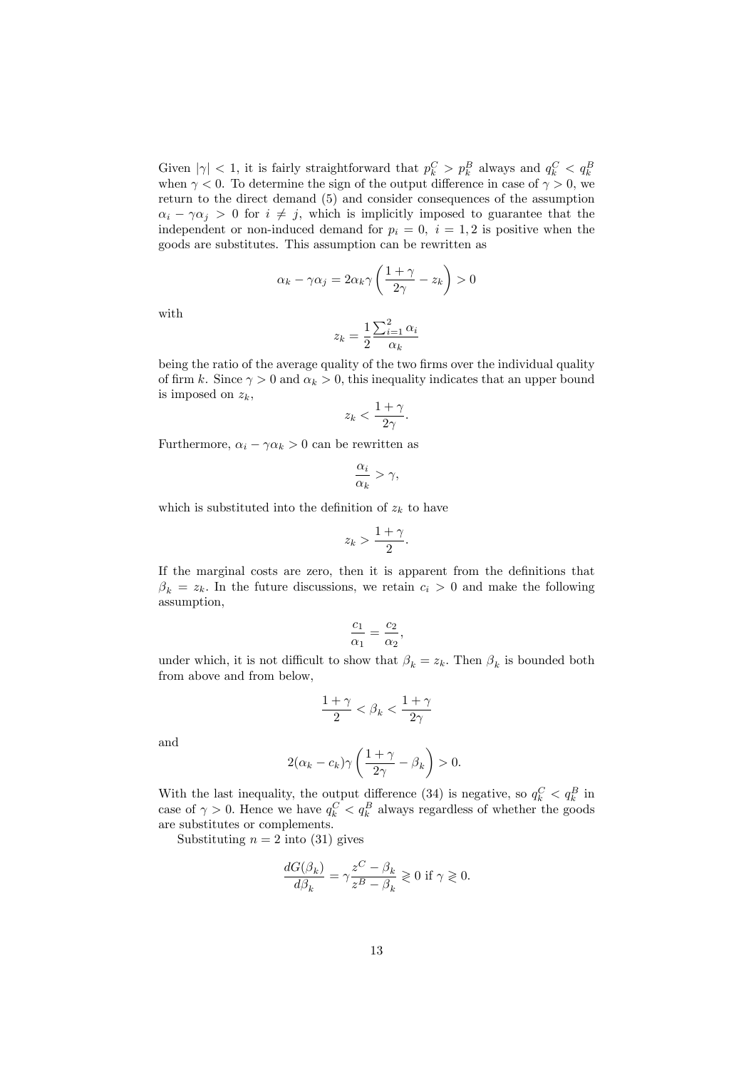Given $|\gamma| < 1$, it is fairly straightforward that $p_k^C > p_k^B$ always and $q_k^C < q_k^B$ when $\gamma < 0$. To determine the sign of the output difference in case of $\gamma > 0$, we return to the direct demand (5) and consider consequences of the assumption $\alpha_i - \gamma\alpha_j > 0$ for $i \neq j$, which is implicitly imposed to guarantee that the independent or non-induced demand for $p_i = 0$, $i = 1, 2$ is positive when the goods are substitutes. This assumption can be rewritten as

$$\alpha_k - \gamma\alpha_j = 2\alpha_k\gamma\left(\frac{1+\gamma}{2\gamma} - z_k\right) > 0$$

with

$$z_k = \frac{1}{2}\frac{\sum_{i=1}^{2}\alpha_i}{\alpha_k}$$

being the ratio of the average quality of the two firms over the individual quality of firm $k$. Since $\gamma > 0$ and $\alpha_k > 0$, this inequality indicates that an upper bound is imposed on $z_k$,

$$z_k < \frac{1+\gamma}{2\gamma}.$$

Furthermore, $\alpha_i - \gamma\alpha_k > 0$ can be rewritten as

$$\frac{\alpha_i}{\alpha_k} > \gamma,$$

which is substituted into the definition of $z_k$ to have

$$z_k > \frac{1+\gamma}{2}.$$

If the marginal costs are zero, then it is apparent from the definitions that $\beta_k = z_k$. In the future discussions, we retain $c_i > 0$ and make the following assumption,

$$\frac{c_1}{\alpha_1} = \frac{c_2}{\alpha_2},$$

under which, it is not difficult to show that $\beta_k = z_k$. Then $\beta_k$ is bounded both from above and from below,

$$\frac{1+\gamma}{2} < \beta_k < \frac{1+\gamma}{2\gamma}$$

and

$$2(\alpha_k - c_k)\gamma\left(\frac{1+\gamma}{2\gamma} - \beta_k\right) > 0.$$

With the last inequality, the output difference (34) is negative, so $q_k^C < q_k^B$ in case of $\gamma > 0$. Hence we have $q_k^C < q_k^B$ always regardless of whether the goods are substitutes or complements.

Substituting $n = 2$ into (31) gives

$$\frac{dG(\beta_k)}{d\beta_k} = \gamma\frac{z^C - \beta_k}{z^B - \beta_k} \gtrless 0 \text{ if } \gamma \gtrless 0.$$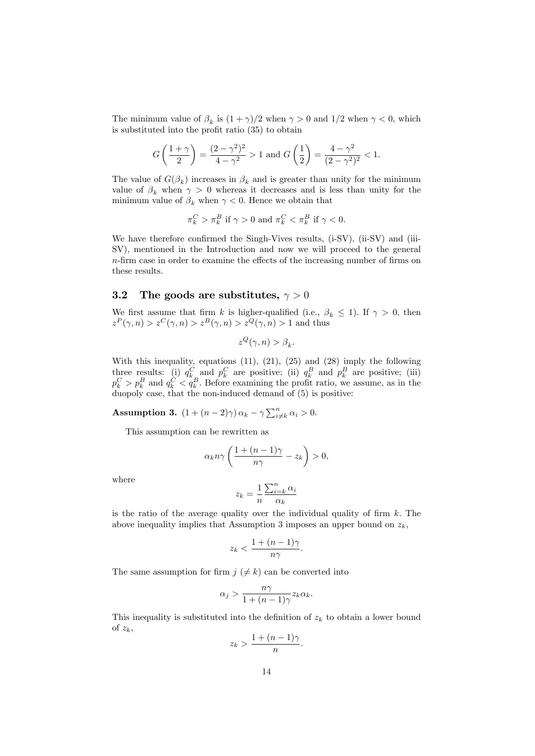The minimum value of $\beta_k$ is $(1+\gamma)/2$ when $\gamma > 0$ and $1/2$ when $\gamma < 0$, which is substituted into the profit ratio (35) to obtain

$$G\left(\frac{1+\gamma}{2}\right) = \frac{(2-\gamma^2)^2}{4-\gamma^2} > 1 \text{ and } G\left(\frac{1}{2}\right) = \frac{4-\gamma^2}{(2-\gamma^2)^2} < 1.$$

The value of $G(\beta_k)$ increases in $\beta_k$ and is greater than unity for the minimum value of $\beta_k$ when $\gamma > 0$ whereas it decreases and is less than unity for the minimum value of $\beta_k$ when $\gamma < 0$. Hence we obtain that

$$\pi_k^C > \pi_k^B \text{ if } \gamma > 0 \text{ and } \pi_k^C < \pi_k^B \text{ if } \gamma < 0.$$

We have therefore confirmed the Singh-Vives results, (i-SV), (ii-SV) and (iii-SV), mentioned in the Introduction and now we will proceed to the general $n$-firm case in order to examine the effects of the increasing number of firms on these results.

### 3.2 The goods are substitutes, $\gamma > 0$

We first assume that firm $k$ is higher-qualified (i.e., $\beta_k \leq 1$). If $\gamma > 0$, then $z^P(\gamma, n) > z^C(\gamma, n) > z^B(\gamma, n) > z^Q(\gamma, n) > 1$ and thus

$$z^Q(\gamma, n) > \beta_k.$$

With this inequality, equations (11), (21), (25) and (28) imply the following three results: (i) $q_k^C$ and $p_k^C$ are positive; (ii) $q_k^B$ and $p_k^B$ are positive; (iii) $p_k^C > p_k^B$ and $q_k^C < q_k^B$. Before examining the profit ratio, we assume, as in the duopoly case, that the non-induced demand of (5) is positive:

**Assumption 3.** $(1 + (n-2)\gamma)\, \alpha_k - \gamma \sum_{i \neq k}^n \alpha_i > 0.$

This assumption can be rewritten as

$$\alpha_k n\gamma \left(\frac{1+(n-1)\gamma}{n\gamma} - z_k\right) > 0,$$

where

$$z_k = \frac{1}{n}\frac{\sum_{i=k}^n \alpha_i}{\alpha_k}$$

is the ratio of the average quality over the individual quality of firm $k$. The above inequality implies that Assumption 3 imposes an upper bound on $z_k$,

$$z_k < \frac{1+(n-1)\gamma}{n\gamma}.$$

The same assumption for firm $j$ ($\neq k$) can be converted into

$$\alpha_j > \frac{n\gamma}{1+(n-1)\gamma} z_k \alpha_k.$$

This inequality is substituted into the definition of $z_k$ to obtain a lower bound of $z_k$,

$$z_k > \frac{1+(n-1)\gamma}{n}.$$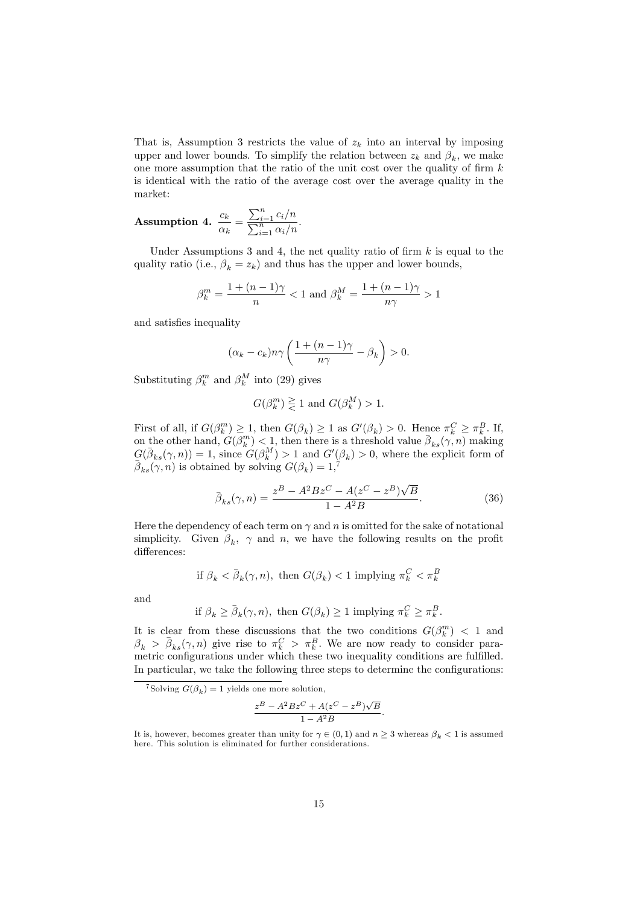That is, Assumption 3 restricts the value of $z_k$ into an interval by imposing upper and lower bounds. To simplify the relation between $z_k$ and $\beta_k$, we make one more assumption that the ratio of the unit cost over the quality of firm $k$ is identical with the ratio of the average cost over the average quality in the market:

**Assumption 4.** $\dfrac{c_k}{\alpha_k} = \dfrac{\sum_{i=1}^n c_i/n}{\sum_{i=1}^n \alpha_i/n}$.

Under Assumptions 3 and 4, the net quality ratio of firm $k$ is equal to the quality ratio (i.e., $\beta_k = z_k$) and thus has the upper and lower bounds,

$$\beta_k^m = \frac{1+(n-1)\gamma}{n} < 1 \text{ and } \beta_k^M = \frac{1+(n-1)\gamma}{n\gamma} > 1$$

and satisfies inequality

$$(\alpha_k - c_k)n\gamma\left(\frac{1+(n-1)\gamma}{n\gamma} - \beta_k\right) > 0.$$

Substituting $\beta_k^m$ and $\beta_k^M$ into (29) gives

$$G(\beta_k^m) \gtreqless 1 \text{ and } G(\beta_k^M) > 1.$$

First of all, if $G(\beta_k^m) \geq 1$, then $G(\beta_k) \geq 1$ as $G'(\beta_k) > 0$. Hence $\pi_k^C \geq \pi_k^B$. If, on the other hand, $G(\beta_k^m) < 1$, then there is a threshold value $\bar{\beta}_{ks}(\gamma, n)$ making $G(\bar{\beta}_{ks}(\gamma, n)) = 1$, since $G(\beta_k^M) > 1$ and $G'(\beta_k) > 0$, where the explicit form of $\bar{\beta}_{ks}(\gamma, n)$ is obtained by solving $G(\beta_k) = 1$,[7]

$$\bar{\beta}_{ks}(\gamma, n) = \frac{z^B - A^2Bz^C - A(z^C - z^B)\sqrt{B}}{1 - A^2B}. \tag{36}$$

Here the dependency of each term on $\gamma$ and $n$ is omitted for the sake of notational simplicity. Given $\beta_k$, $\gamma$ and $n$, we have the following results on the profit differences:

$$\text{if } \beta_k < \bar{\beta}_k(\gamma, n), \text{ then } G(\beta_k) < 1 \text{ implying } \pi_k^C < \pi_k^B$$

and

$$\text{if } \beta_k \geq \bar{\beta}_k(\gamma, n), \text{ then } G(\beta_k) \geq 1 \text{ implying } \pi_k^C \geq \pi_k^B.$$

It is clear from these discussions that the two conditions $G(\beta_k^m) < 1$ and $\beta_k > \bar{\beta}_{ks}(\gamma, n)$ give rise to $\pi_k^C > \pi_k^B$. We are now ready to consider parametric configurations under which these two inequality conditions are fulfilled. In particular, we take the following three steps to determine the configurations:

[7] Solving $G(\beta_k) = 1$ yields one more solution,

$$\frac{z^B - A^2Bz^C + A(z^C - z^B)\sqrt{B}}{1 - A^2B}.$$

It is, however, becomes greater than unity for $\gamma \in (0, 1)$ and $n \geq 3$ whereas $\beta_k < 1$ is assumed here. This solution is eliminated for further considerations.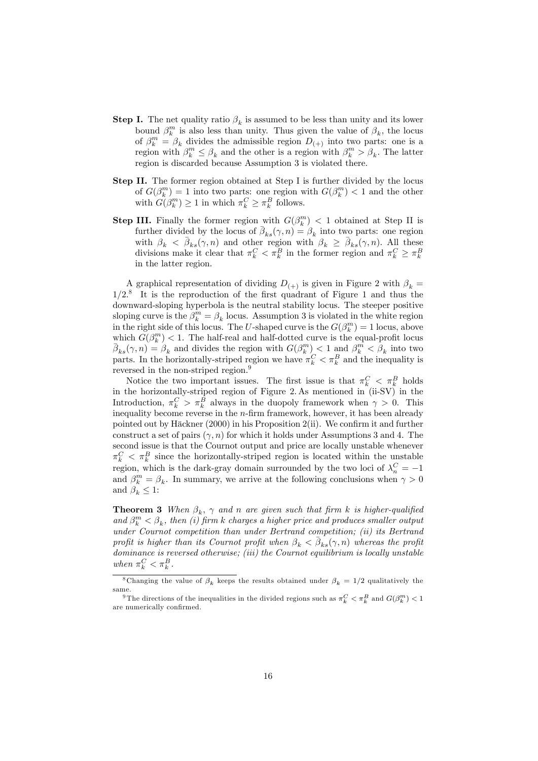**Step I.** The net quality ratio $\beta_k$ is assumed to be less than unity and its lower bound $\beta_k^m$ is also less than unity. Thus given the value of $\beta_k$, the locus of $\beta_k^m = \beta_k$ divides the admissible region $D_{(+)}$ into two parts: one is a region with $\beta_k^m \leq \beta_k$ and the other is a region with $\beta_k^m > \beta_k$. The latter region is discarded because Assumption 3 is violated there.

**Step II.** The former region obtained at Step I is further divided by the locus of $G(\beta_k^m) = 1$ into two parts: one region with $G(\beta_k^m) < 1$ and the other with $G(\beta_k^m) \geq 1$ in which $\pi_k^C \geq \pi_k^B$ follows.

**Step III.** Finally the former region with $G(\beta_k^m) < 1$ obtained at Step II is further divided by the locus of $\bar{\beta}_{ks}(\gamma, n) = \beta_k$ into two parts: one region with $\beta_k < \bar{\beta}_{ks}(\gamma, n)$ and other region with $\beta_k \geq \bar{\beta}_{ks}(\gamma, n)$. All these divisions make it clear that $\pi_k^C < \pi_k^B$ in the former region and $\pi_k^C \geq \pi_k^B$ in the latter region.

A graphical representation of dividing $D_{(+)}$ is given in Figure 2 with $\beta_k = 1/2$.[8] It is the reproduction of the first quadrant of Figure 1 and thus the downward-sloping hyperbola is the neutral stability locus. The steeper positive sloping curve is the $\beta_k^m = \beta_k$ locus. Assumption 3 is violated in the white region in the right side of this locus. The $U$-shaped curve is the $G(\beta_k^m) = 1$ locus, above which $G(\beta_k^m) < 1$. The half-real and half-dotted curve is the equal-profit locus $\bar{\beta}_{ks}(\gamma, n) = \beta_k$ and divides the region with $G(\beta_k^m) < 1$ and $\beta_k^m < \beta_k$ into two parts. In the horizontally-striped region we have $\pi_k^C < \pi_k^B$ and the inequality is reversed in the non-striped region.[9]

Notice the two important issues. The first issue is that $\pi_k^C < \pi_k^B$ holds in the horizontally-striped region of Figure 2. As mentioned in (ii-SV) in the Introduction, $\pi_k^C > \pi_k^B$ always in the duopoly framework when $\gamma > 0$. This inequality become reverse in the $n$-firm framework, however, it has been already pointed out by Häckner (2000) in his Proposition 2(ii). We confirm it and further construct a set of pairs $(\gamma, n)$ for which it holds under Assumptions 3 and 4. The second issue is that the Cournot output and price are locally unstable whenever $\pi_k^C < \pi_k^B$ since the horizontally-striped region is located within the unstable region, which is the dark-gray domain surrounded by the two loci of $\lambda_n^C = -1$ and $\beta_k^m = \beta_k$. In summary, we arrive at the following conclusions when $\gamma > 0$ and $\beta_k \leq 1$:

**Theorem 3** *When $\beta_k$, $\gamma$ and $n$ are given such that firm $k$ is higher-qualified and $\beta_k^m < \beta_k$, then (i) firm $k$ charges a higher price and produces smaller output under Cournot competition than under Bertrand competition; (ii) its Bertrand profit is higher than its Cournot profit when $\beta_k < \bar{\beta}_{ks}(\gamma, n)$ whereas the profit dominance is reversed otherwise; (iii) the Cournot equilibrium is locally unstable when $\pi_k^C < \pi_k^B$.*

---

[8] Changing the value of $\beta_k$ keeps the results obtained under $\beta_k = 1/2$ qualitatively the same.

[9] The directions of the inequalities in the divided regions such as $\pi_k^C < \pi_k^B$ and $G(\beta_k^m) < 1$ are numerically confirmed.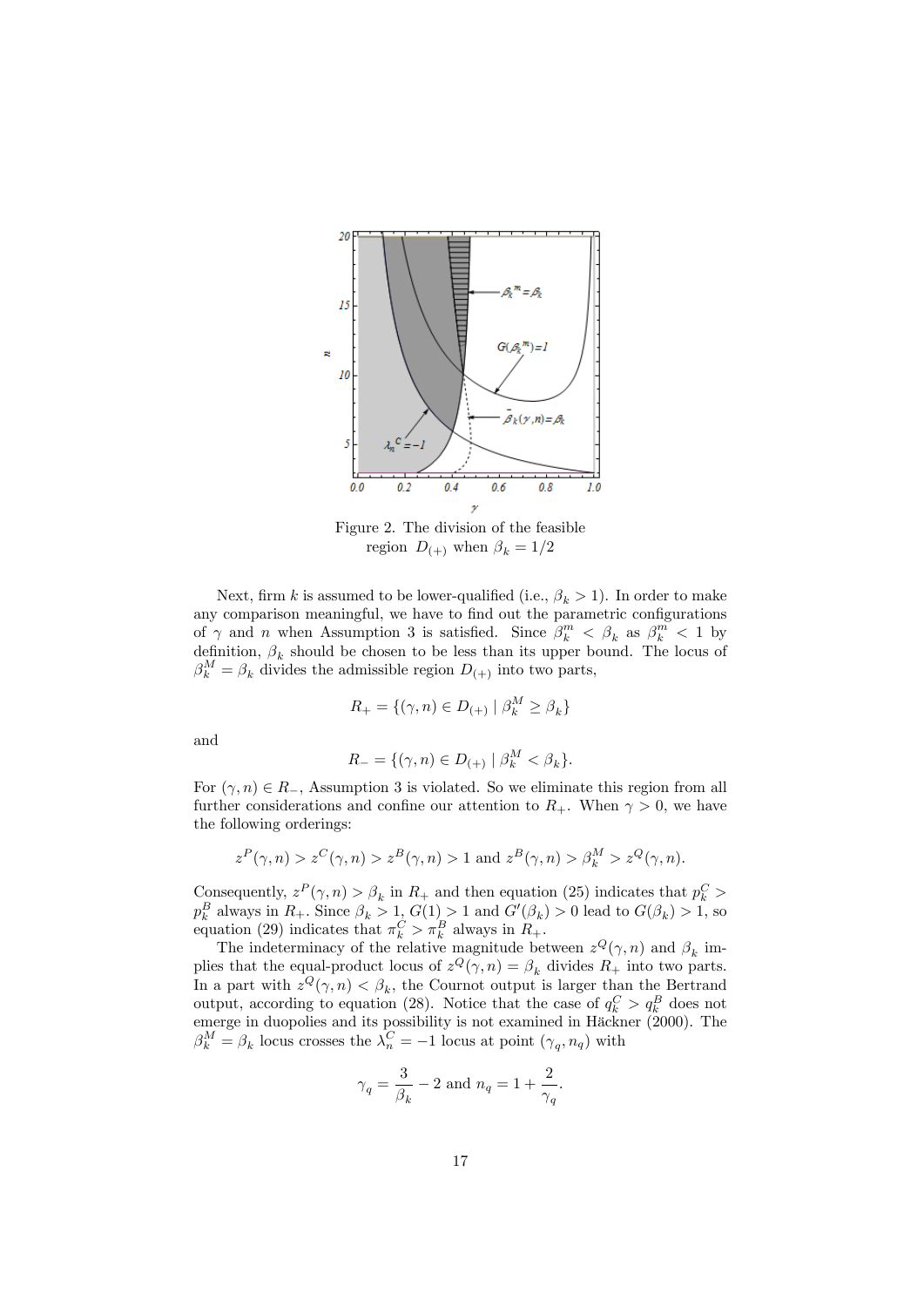Figure 2. The division of the feasible region $D_{(+)}$ when $\beta_k = 1/2$

Next, firm $k$ is assumed to be lower-qualified (i.e., $\beta_k > 1$). In order to make any comparison meaningful, we have to find out the parametric configurations of $\gamma$ and $n$ when Assumption 3 is satisfied. Since $\beta_k^m < \beta_k$ as $\beta_k^m < 1$ by definition, $\beta_k$ should be chosen to be less than its upper bound. The locus of $\beta_k^M = \beta_k$ divides the admissible region $D_{(+)}$ into two parts,

$$R_+ = \{(\gamma, n) \in D_{(+)} \mid \beta_k^M \geq \beta_k\}$$

and

$$R_- = \{(\gamma, n) \in D_{(+)} \mid \beta_k^M < \beta_k\}.$$

For $(\gamma, n) \in R_-$, Assumption 3 is violated. So we eliminate this region from all further considerations and confine our attention to $R_+$. When $\gamma > 0$, we have the following orderings:

$$z^P(\gamma, n) > z^C(\gamma, n) > z^B(\gamma, n) > 1 \text{ and } z^B(\gamma, n) > \beta_k^M > z^Q(\gamma, n).$$

Consequently, $z^P(\gamma, n) > \beta_k$ in $R_+$ and then equation (25) indicates that $p_k^C > p_k^B$ always in $R_+$. Since $\beta_k > 1$, $G(1) > 1$ and $G'(\beta_k) > 0$ lead to $G(\beta_k) > 1$, so equation (29) indicates that $\pi_k^C > \pi_k^B$ always in $R_+$.

The indeterminacy of the relative magnitude between $z^Q(\gamma, n)$ and $\beta_k$ implies that the equal-product locus of $z^Q(\gamma, n) = \beta_k$ divides $R_+$ into two parts. In a part with $z^Q(\gamma, n) < \beta_k$, the Cournot output is larger than the Bertrand output, according to equation (28). Notice that the case of $q_k^C > q_k^B$ does not emerge in duopolies and its possibility is not examined in Häckner (2000). The $\beta_k^M = \beta_k$ locus crosses the $\lambda_n^C = -1$ locus at point $(\gamma_q, n_q)$ with

$$\gamma_q = \frac{3}{\beta_k} - 2 \text{ and } n_q = 1 + \frac{2}{\gamma_q}.$$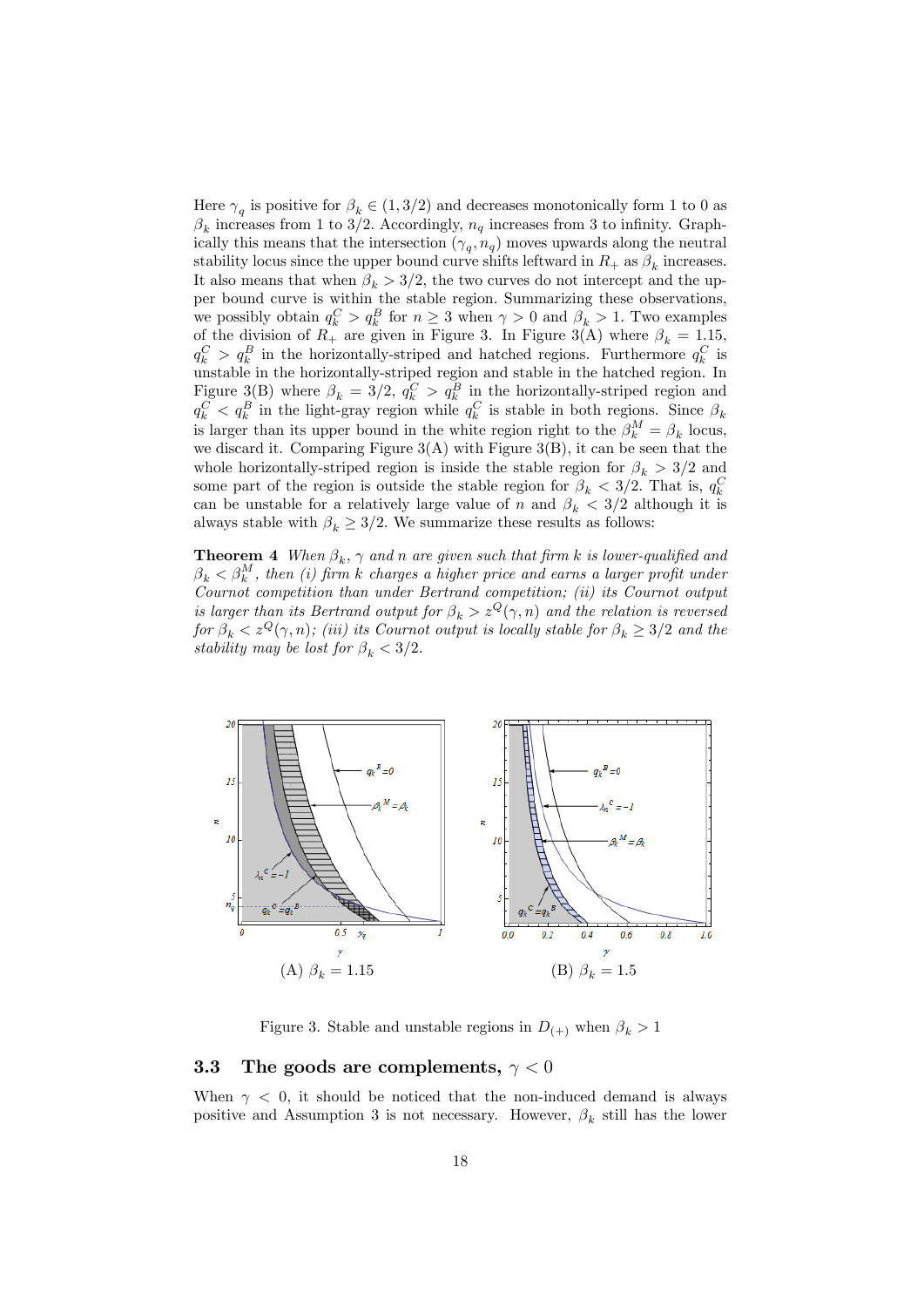Here $\gamma_q$ is positive for $\beta_k \in (1, 3/2)$ and decreases monotonically form 1 to 0 as $\beta_k$ increases from 1 to 3/2. Accordingly, $n_q$ increases from 3 to infinity. Graphically this means that the intersection $(\gamma_q, n_q)$ moves upwards along the neutral stability locus since the upper bound curve shifts leftward in $R_+$ as $\beta_k$ increases. It also means that when $\beta_k > 3/2$, the two curves do not intercept and the upper bound curve is within the stable region. Summarizing these observations, we possibly obtain $q_k^C > q_k^B$ for $n \geq 3$ when $\gamma > 0$ and $\beta_k > 1$. Two examples of the division of $R_+$ are given in Figure 3. In Figure 3(A) where $\beta_k = 1.15$, $q_k^C > q_k^B$ in the horizontally-striped and hatched regions. Furthermore $q_k^C$ is unstable in the horizontally-striped region and stable in the hatched region. In Figure 3(B) where $\beta_k = 3/2$, $q_k^C > q_k^B$ in the horizontally-striped region and $q_k^C < q_k^B$ in the light-gray region while $q_k^C$ is stable in both regions. Since $\beta_k$ is larger than its upper bound in the white region right to the $\beta_k^M = \beta_k$ locus, we discard it. Comparing Figure 3(A) with Figure 3(B), it can be seen that the whole horizontally-striped region is inside the stable region for $\beta_k > 3/2$ and some part of the region is outside the stable region for $\beta_k < 3/2$. That is, $q_k^C$ can be unstable for a relatively large value of $n$ and $\beta_k < 3/2$ although it is always stable with $\beta_k \geq 3/2$. We summarize these results as follows:

**Theorem 4** *When $\beta_k$, $\gamma$ and $n$ are given such that firm $k$ is lower-qualified and $\beta_k < \beta_k^M$, then (i) firm $k$ charges a higher price and earns a larger profit under Cournot competition than under Bertrand competition; (ii) its Cournot output is larger than its Bertrand output for $\beta_k > z^Q(\gamma, n)$ and the relation is reversed for $\beta_k < z^Q(\gamma, n)$; (iii) its Cournot output is locally stable for $\beta_k \geq 3/2$ and the stability may be lost for $\beta_k < 3/2$.*

(A) $\beta_k = 1.15$ (B) $\beta_k = 1.5$

Figure 3. Stable and unstable regions in $D_{(+)}$ when $\beta_k > 1$

### 3.3 The goods are complements, $\gamma < 0$

When $\gamma < 0$, it should be noticed that the non-induced demand is always positive and Assumption 3 is not necessary. However, $\beta_k$ still has the lower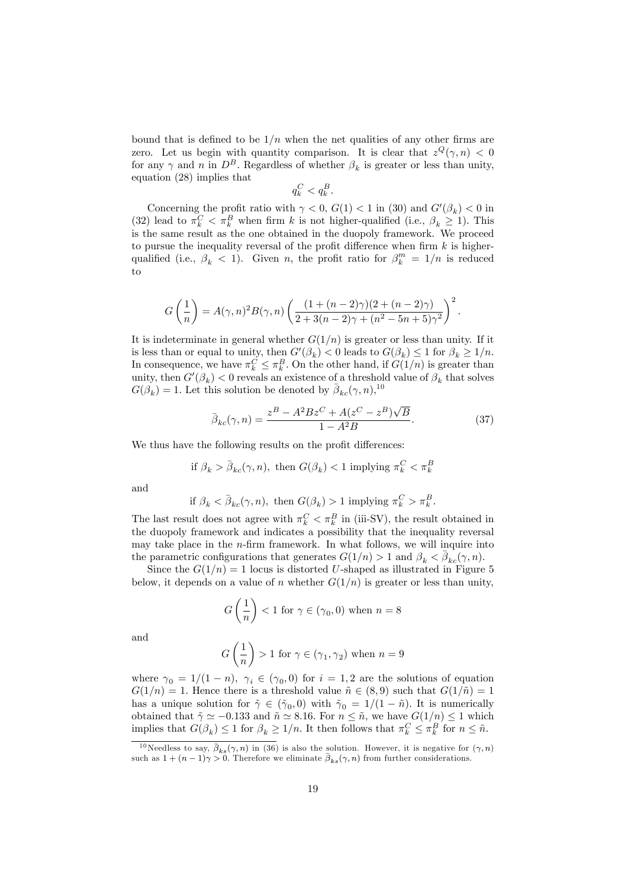bound that is defined to be $1/n$ when the net qualities of any other firms are zero. Let us begin with quantity comparison. It is clear that $z^Q(\gamma, n) < 0$ for any $\gamma$ and $n$ in $D^B$. Regardless of whether $\beta_k$ is greater or less than unity, equation (28) implies that

$$q_k^C < q_k^B.$$

Concerning the profit ratio with $\gamma < 0$, $G(1) < 1$ in (30) and $G'(\beta_k) < 0$ in (32) lead to $\pi_k^C < \pi_k^B$ when firm $k$ is not higher-qualified (i.e., $\beta_k \geq 1$). This is the same result as the one obtained in the duopoly framework. We proceed to pursue the inequality reversal of the profit difference when firm $k$ is higher-qualified (i.e., $\beta_k < 1$). Given $n$, the profit ratio for $\beta_k^m = 1/n$ is reduced to

$$G\left(\frac{1}{n}\right) = A(\gamma, n)^2 B(\gamma, n) \left(\frac{(1+(n-2)\gamma)(2+(n-2)\gamma)}{2+3(n-2)\gamma+(n^2-5n+5)\gamma^2}\right)^2.$$

It is indeterminate in general whether $G(1/n)$ is greater or less than unity. If it is less than or equal to unity, then $G'(\beta_k) < 0$ leads to $G(\beta_k) \leq 1$ for $\beta_k \geq 1/n$. In consequence, we have $\pi_k^C \leq \pi_k^B$. On the other hand, if $G(1/n)$ is greater than unity, then $G'(\beta_k) < 0$ reveals an existence of a threshold value of $\beta_k$ that solves $G(\beta_k) = 1$. Let this solution be denoted by $\bar{\beta}_{kc}(\gamma, n)$,[10]

$$\bar{\beta}_{kc}(\gamma, n) = \frac{z^B - A^2 B z^C + A(z^C - z^B)\sqrt{B}}{1 - A^2 B}. \tag{37}$$

We thus have the following results on the profit differences:

$$\text{if } \beta_k > \bar{\beta}_{kc}(\gamma, n), \text{ then } G(\beta_k) < 1 \text{ implying } \pi_k^C < \pi_k^B$$

and

$$\text{if } \beta_k < \bar{\beta}_{kc}(\gamma, n), \text{ then } G(\beta_k) > 1 \text{ implying } \pi_k^C > \pi_k^B.$$

The last result does not agree with $\pi_k^C < \pi_k^B$ in (iii-SV), the result obtained in the duopoly framework and indicates a possibility that the inequality reversal may take place in the $n$-firm framework. In what follows, we will inquire into the parametric configurations that generates $G(1/n) > 1$ and $\beta_k < \bar{\beta}_{kc}(\gamma, n)$.

Since the $G(1/n) = 1$ locus is distorted $U$-shaped as illustrated in Figure 5 below, it depends on a value of $n$ whether $G(1/n)$ is greater or less than unity,

$$G\left(\frac{1}{n}\right) < 1 \text{ for } \gamma \in (\gamma_0, 0) \text{ when } n = 8$$

and

$$G\left(\frac{1}{n}\right) > 1 \text{ for } \gamma \in (\gamma_1, \gamma_2) \text{ when } n = 9$$

where $\gamma_0 = 1/(1-n)$, $\gamma_i \in (\gamma_0, 0)$ for $i = 1, 2$ are the solutions of equation $G(1/n) = 1$. Hence there is a threshold value $\tilde{n} \in (8, 9)$ such that $G(1/\tilde{n}) = 1$ has a unique solution for $\tilde{\gamma} \in (\tilde{\gamma}_0, 0)$ with $\tilde{\gamma}_0 = 1/(1-\tilde{n})$. It is numerically obtained that $\tilde{\gamma} \simeq -0.133$ and $\tilde{n} \simeq 8.16$. For $n \leq \tilde{n}$, we have $G(1/n) \leq 1$ which implies that $G(\beta_k) \leq 1$ for $\beta_k \geq 1/n$. It then follows that $\pi_k^C \leq \pi_k^B$ for $n \leq \tilde{n}$.

[10] Needless to say, $\bar{\beta}_{ks}(\gamma, n)$ in (36) is also the solution. However, it is negative for $(\gamma, n)$ such as $1 + (n-1)\gamma > 0$. Therefore we eliminate $\bar{\beta}_{ks}(\gamma, n)$ from further considerations.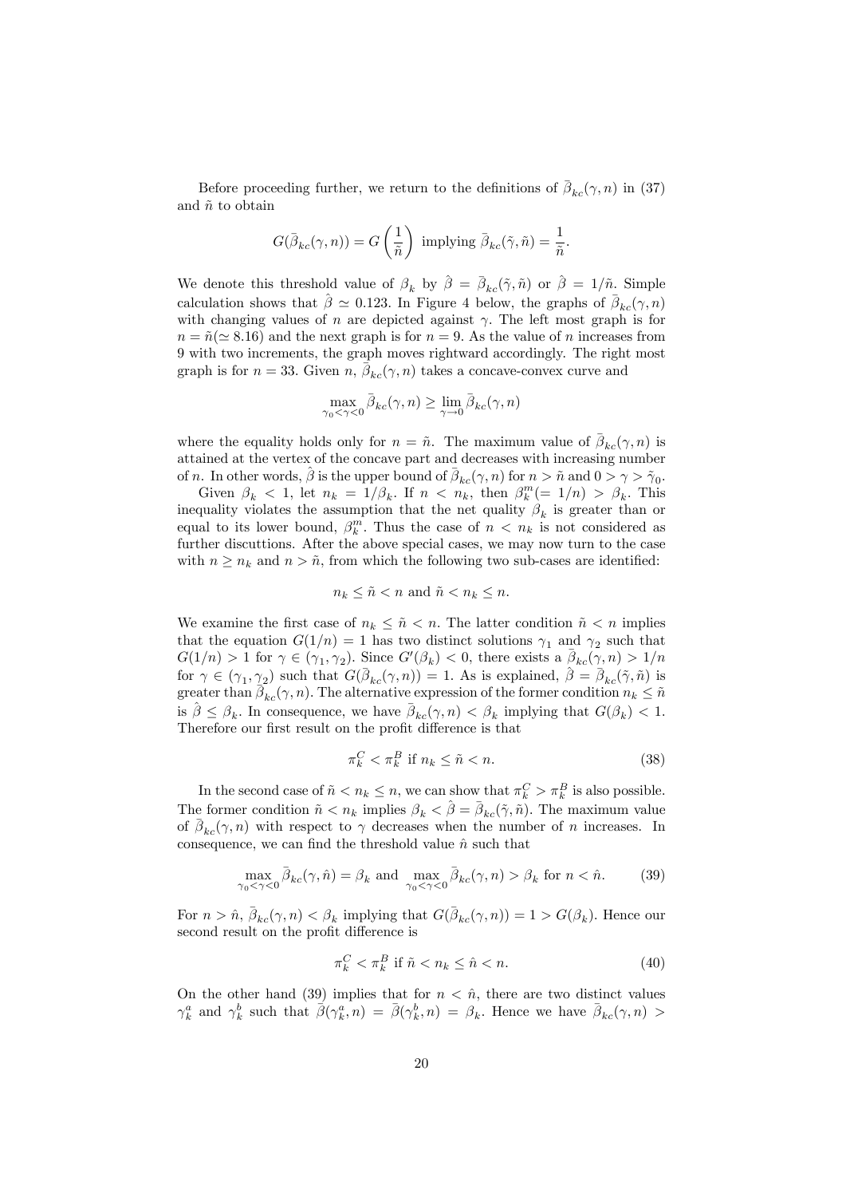Before proceeding further, we return to the definitions of $\bar{\beta}_{kc}(\gamma, n)$ in (37) and $\tilde{n}$ to obtain

$$G(\bar{\beta}_{kc}(\gamma, n)) = G\left(\frac{1}{\tilde{n}}\right) \text{ implying } \bar{\beta}_{kc}(\tilde{\gamma}, \tilde{n}) = \frac{1}{\tilde{n}}.$$

We denote this threshold value of $\beta_k$ by $\hat{\beta} = \bar{\beta}_{kc}(\tilde{\gamma}, \tilde{n})$ or $\hat{\beta} = 1/\tilde{n}$. Simple calculation shows that $\hat{\beta} \simeq 0.123$. In Figure 4 below, the graphs of $\bar{\beta}_{kc}(\gamma, n)$ with changing values of $n$ are depicted against $\gamma$. The left most graph is for $n = \tilde{n}(\simeq 8.16)$ and the next graph is for $n = 9$. As the value of $n$ increases from 9 with two increments, the graph moves rightward accordingly. The right most graph is for $n = 33$. Given $n$, $\bar{\beta}_{kc}(\gamma, n)$ takes a concave-convex curve and

$$\max_{\gamma_0 < \gamma < 0} \bar{\beta}_{kc}(\gamma, n) \geq \lim_{\gamma \to 0} \bar{\beta}_{kc}(\gamma, n)$$

where the equality holds only for $n = \tilde{n}$. The maximum value of $\bar{\beta}_{kc}(\gamma, n)$ is attained at the vertex of the concave part and decreases with increasing number of $n$. In other words, $\hat{\beta}$ is the upper bound of $\bar{\beta}_{kc}(\gamma, n)$ for $n > \tilde{n}$ and $0 > \gamma > \tilde{\gamma}_0$.

Given $\beta_k < 1$, let $n_k = 1/\beta_k$. If $n < n_k$, then $\beta_k^m (= 1/n) > \beta_k$. This inequality violates the assumption that the net quality $\beta_k$ is greater than or equal to its lower bound, $\beta_k^m$. Thus the case of $n < n_k$ is not considered as further discuttions. After the above special cases, we may now turn to the case with $n \geq n_k$ and $n > \tilde{n}$, from which the following two sub-cases are identified:

$$n_k \leq \tilde{n} < n \text{ and } \tilde{n} < n_k \leq n.$$

We examine the first case of $n_k \leq \tilde{n} < n$. The latter condition $\tilde{n} < n$ implies that the equation $G(1/n) = 1$ has two distinct solutions $\gamma_1$ and $\gamma_2$ such that $G(1/n) > 1$ for $\gamma \in (\gamma_1, \gamma_2)$. Since $G'(\beta_k) < 0$, there exists a $\bar{\beta}_{kc}(\gamma, n) > 1/n$ for $\gamma \in (\gamma_1, \gamma_2)$ such that $G(\bar{\beta}_{kc}(\gamma, n)) = 1$. As is explained, $\hat{\beta} = \bar{\beta}_{kc}(\tilde{\gamma}, \tilde{n})$ is greater than $\bar{\beta}_{kc}(\gamma, n)$. The alternative expression of the former condition $n_k \leq \tilde{n}$ is $\hat{\beta} \leq \beta_k$. In consequence, we have $\bar{\beta}_{kc}(\gamma, n) < \beta_k$ implying that $G(\beta_k) < 1$. Therefore our first result on the profit difference is that

$$\pi_k^C < \pi_k^B \text{ if } n_k \leq \tilde{n} < n. \tag{38}$$

In the second case of $\tilde{n} < n_k \leq n$, we can show that $\pi_k^C > \pi_k^B$ is also possible. The former condition $\tilde{n} < n_k$ implies $\beta_k < \hat{\beta} = \bar{\beta}_{kc}(\tilde{\gamma}, \tilde{n})$. The maximum value of $\bar{\beta}_{kc}(\gamma, n)$ with respect to $\gamma$ decreases when the number of $n$ increases. In consequence, we can find the threshold value $\hat{n}$ such that

$$\max_{\gamma_0 < \gamma < 0} \bar{\beta}_{kc}(\gamma, \hat{n}) = \beta_k \text{ and } \max_{\gamma_0 < \gamma < 0} \bar{\beta}_{kc}(\gamma, n) > \beta_k \text{ for } n < \hat{n}. \tag{39}$$

For $n > \hat{n}$, $\bar{\beta}_{kc}(\gamma, n) < \beta_k$ implying that $G(\bar{\beta}_{kc}(\gamma, n)) = 1 > G(\beta_k)$. Hence our second result on the profit difference is

$$\pi_k^C < \pi_k^B \text{ if } \tilde{n} < n_k \leq \hat{n} < n. \tag{40}$$

On the other hand (39) implies that for $n < \hat{n}$, there are two distinct values $\gamma_k^a$ and $\gamma_k^b$ such that $\bar{\beta}(\gamma_k^a, n) = \bar{\beta}(\gamma_k^b, n) = \beta_k$. Hence we have $\bar{\beta}_{kc}(\gamma, n) >$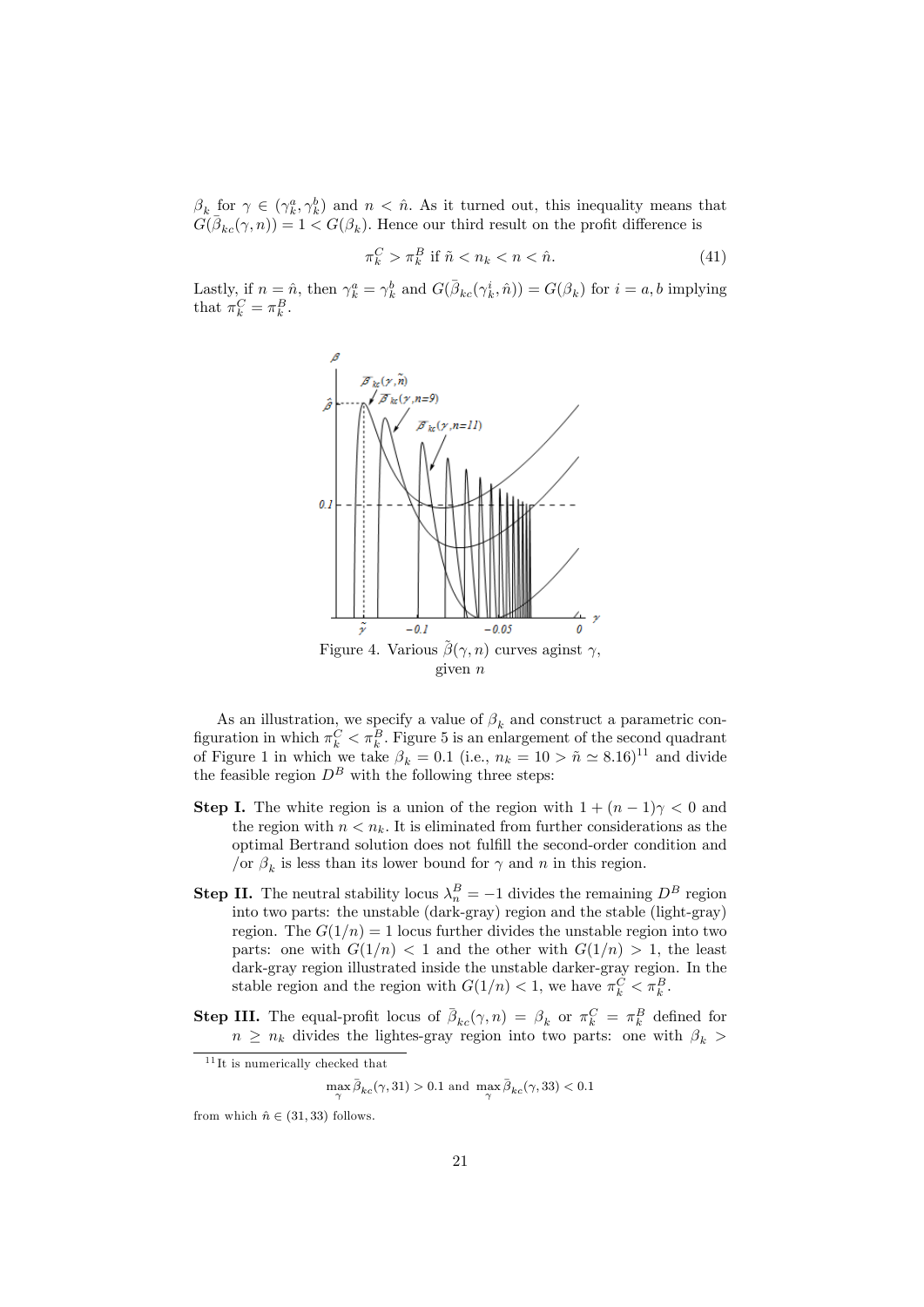$\beta_k$ for $\gamma \in (\gamma_k^a, \gamma_k^b)$ and $n < \hat{n}$. As it turned out, this inequality means that $G(\bar{\beta}_{kc}(\gamma, n)) = 1 < G(\beta_k)$. Hence our third result on the profit difference is

$$\pi_k^C > \pi_k^B \text{ if } \tilde{n} < n_k < n < \hat{n}. \tag{41}$$

Lastly, if $n = \hat{n}$, then $\gamma_k^a = \gamma_k^b$ and $G(\bar{\beta}_{kc}(\gamma_k^i, \hat{n})) = G(\beta_k)$ for $i = a, b$ implying that $\pi_k^C = \pi_k^B$.

Figure 4. Various $\tilde{\beta}(\gamma, n)$ curves aginst $\gamma$, given $n$

As an illustration, we specify a value of $\beta_k$ and construct a parametric configuration in which $\pi_k^C < \pi_k^B$. Figure 5 is an enlargement of the second quadrant of Figure 1 in which we take $\beta_k = 0.1$ (i.e., $n_k = 10 > \tilde{n} \simeq 8.16$)[11] and divide the feasible region $D^B$ with the following three steps:

**Step I.** The white region is a union of the region with $1 + (n-1)\gamma < 0$ and the region with $n < n_k$. It is eliminated from further considerations as the optimal Bertrand solution does not fulfill the second-order condition and /or $\beta_k$ is less than its lower bound for $\gamma$ and $n$ in this region.

**Step II.** The neutral stability locus $\lambda_n^B = -1$ divides the remaining $D^B$ region into two parts: the unstable (dark-gray) region and the stable (light-gray) region. The $G(1/n) = 1$ locus further divides the unstable region into two parts: one with $G(1/n) < 1$ and the other with $G(1/n) > 1$, the least dark-gray region illustrated inside the unstable darker-gray region. In the stable region and the region with $G(1/n) < 1$, we have $\pi_k^C < \pi_k^B$.

**Step III.** The equal-profit locus of $\bar{\beta}_{kc}(\gamma, n) = \beta_k$ or $\pi_k^C = \pi_k^B$ defined for $n \geq n_k$ divides the lightes-gray region into two parts: one with $\beta_k >$

[11] It is numerically checked that

$$\max_{\gamma} \bar{\beta}_{kc}(\gamma, 31) > 0.1 \text{ and } \max_{\gamma} \bar{\beta}_{kc}(\gamma, 33) < 0.1$$

from which $\hat{n} \in (31, 33)$ follows.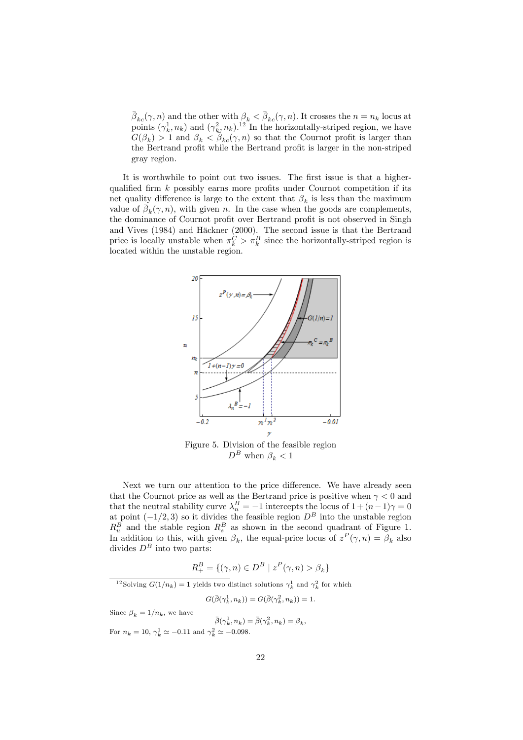$\bar{\beta}_{kc}(\gamma, n)$ and the other with $\beta_k < \bar{\beta}_{kc}(\gamma, n)$. It crosses the $n = n_k$ locus at points $(\gamma_k^1, n_k)$ and $(\gamma_k^2, n_k)$.[12] In the horizontally-striped region, we have $G(\beta_k) > 1$ and $\beta_k < \bar{\beta}_{kc}(\gamma, n)$ so that the Cournot profit is larger than the Bertrand profit while the Bertrand profit is larger in the non-striped gray region.

It is worthwhile to point out two issues. The first issue is that a higher-qualified firm $k$ possibly earns more profits under Cournot competition if its net quality difference is large to the extent that $\beta_k$ is less than the maximum value of $\bar{\beta}_k(\gamma, n)$, with given $n$. In the case when the goods are complements, the dominance of Cournot profit over Bertrand profit is not observed in Singh and Vives (1984) and Häckner (2000). The second issue is that the Bertrand price is locally unstable when $\pi_k^C > \pi_k^B$ since the horizontally-striped region is located within the unstable region.

Figure 5. Division of the feasible region $D^B$ when $\beta_k < 1$

Next we turn our attention to the price difference. We have already seen that the Cournot price as well as the Bertrand price is positive when $\gamma < 0$ and that the neutral stability curve $\lambda_n^B = -1$ intercepts the locus of $1 + (n-1)\gamma = 0$ at point $(-1/2, 3)$ so it divides the feasible region $D^B$ into the unstable region $R_u^B$ and the stable region $R_s^B$ as shown in the second quadrant of Figure 1. In addition to this, with given $\beta_k$, the equal-price locus of $z^P(\gamma, n) = \beta_k$ also divides $D^B$ into two parts:

$$R_+^B = \{(\gamma, n) \in D^B \mid z^P(\gamma, n) > \beta_k\}$$

[12] Solving $G(1/n_k) = 1$ yields two distinct solutions $\gamma_k^1$ and $\gamma_k^2$ for which

$$G(\bar{\beta}(\gamma_k^1, n_k)) = G(\bar{\beta}(\gamma_k^2, n_k)) = 1.$$

Since $\beta_k = 1/n_k$, we have

$$\bar{\beta}(\gamma_k^1, n_k) = \bar{\beta}(\gamma_k^2, n_k) = \beta_k,$$

For $n_k = 10$, $\gamma_k^1 \simeq -0.11$ and $\gamma_k^2 \simeq -0.098$.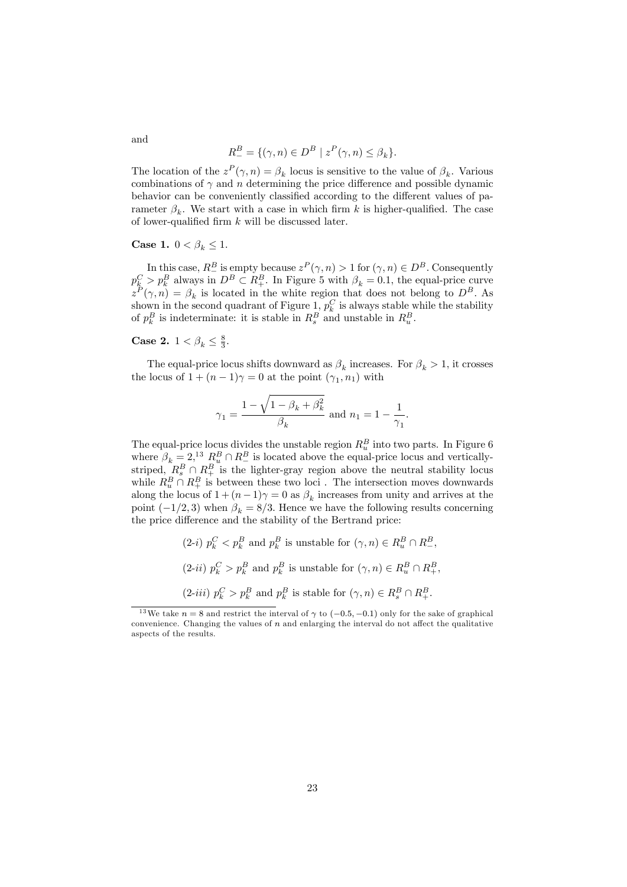and

$$R^B_- = \{(\gamma, n) \in D^B \mid z^P(\gamma, n) \leq \beta_k\}.$$

The location of the $z^P(\gamma, n) = \beta_k$ locus is sensitive to the value of $\beta_k$. Various combinations of $\gamma$ and $n$ determining the price difference and possible dynamic behavior can be conveniently classified according to the different values of parameter $\beta_k$. We start with a case in which firm $k$ is higher-qualified. The case of lower-qualified firm $k$ will be discussed later.

**Case 1.** $0 < \beta_k \leq 1$.

In this case, $R^B_-$ is empty because $z^P(\gamma, n) > 1$ for $(\gamma, n) \in D^B$. Consequently $p^C_k > p^B_k$ always in $D^B \subset R^B_+$. In Figure 5 with $\beta_k = 0.1$, the equal-price curve $z^P(\gamma, n) = \beta_k$ is located in the white region that does not belong to $D^B$. As shown in the second quadrant of Figure 1, $p^C_k$ is always stable while the stability of $p^B_k$ is indeterminate: it is stable in $R^B_s$ and unstable in $R^B_u$.

**Case 2.** $1 < \beta_k \leq \frac{8}{3}$.

The equal-price locus shifts downward as $\beta_k$ increases. For $\beta_k > 1$, it crosses the locus of $1 + (n-1)\gamma = 0$ at the point $(\gamma_1, n_1)$ with

$$\gamma_1 = \frac{1 - \sqrt{1 - \beta_k + \beta_k^2}}{\beta_k} \text{ and } n_1 = 1 - \frac{1}{\gamma_1}.$$

The equal-price locus divides the unstable region $R^B_u$ into two parts. In Figure 6 where $\beta_k = 2$,[13] $R^B_u \cap R^B_-$ is located above the equal-price locus and vertically-striped, $R^B_s \cap R^B_+$ is the lighter-gray region above the neutral stability locus while $R^B_u \cap R^B_+$ is between these two loci . The intersection moves downwards along the locus of $1 + (n-1)\gamma = 0$ as $\beta_k$ increases from unity and arrives at the point $(-1/2, 3)$ when $\beta_k = 8/3$. Hence we have the following results concerning the price difference and the stability of the Bertrand price:

(2-*i*) $p^C_k < p^B_k$ and $p^B_k$ is unstable for $(\gamma, n) \in R^B_u \cap R^B_-$,

(2-*ii*) $p^C_k > p^B_k$ and $p^B_k$ is unstable for $(\gamma, n) \in R^B_u \cap R^B_+$,

(2-*iii*) $p^C_k > p^B_k$ and $p^B_k$ is stable for $(\gamma, n) \in R^B_s \cap R^B_+$.

[13] We take $n = 8$ and restrict the interval of $\gamma$ to $(-0.5, -0.1)$ only for the sake of graphical convenience. Changing the values of $n$ and enlarging the interval do not affect the qualitative aspects of the results.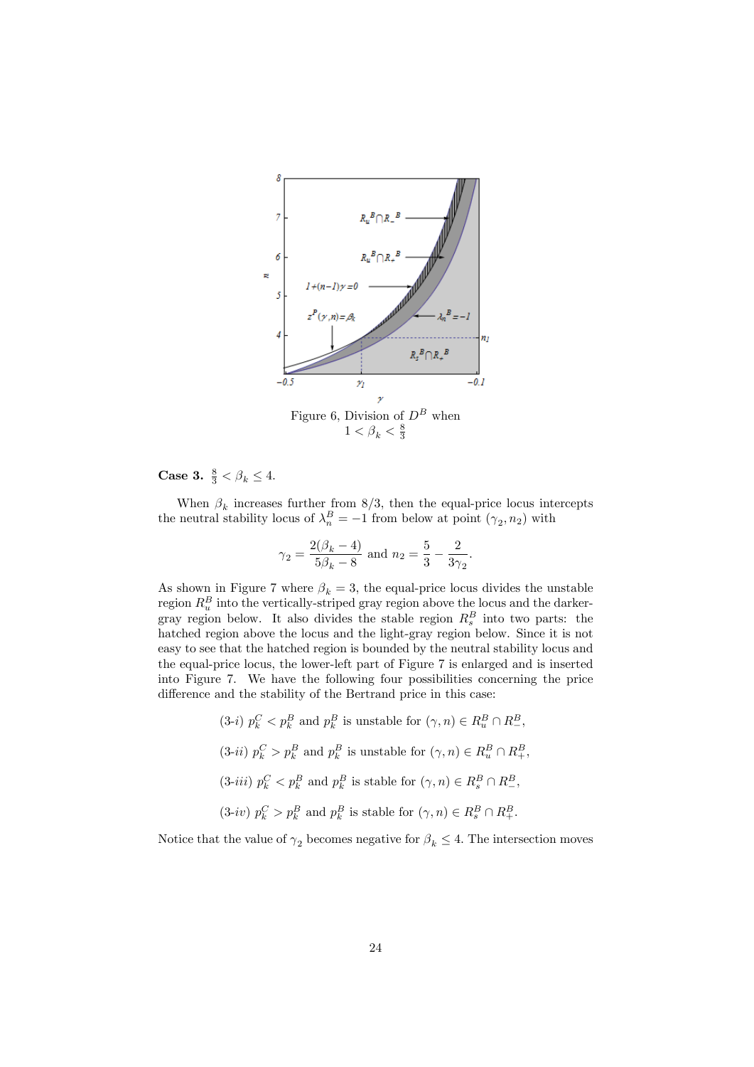Figure 6, Division of $D^B$ when $1 < \beta_k < \frac{8}{3}$

**Case 3.** $\frac{8}{3} < \beta_k \leq 4$.

When $\beta_k$ increases further from 8/3, then the equal-price locus intercepts the neutral stability locus of $\lambda_n^B = -1$ from below at point $(\gamma_2, n_2)$ with

$$\gamma_2 = \frac{2(\beta_k - 4)}{5\beta_k - 8} \text{ and } n_2 = \frac{5}{3} - \frac{2}{3\gamma_2}.$$

As shown in Figure 7 where $\beta_k = 3$, the equal-price locus divides the unstable region $R_u^B$ into the vertically-striped gray region above the locus and the darker-gray region below. It also divides the stable region $R_s^B$ into two parts: the hatched region above the locus and the light-gray region below. Since it is not easy to see that the hatched region is bounded by the neutral stability locus and the equal-price locus, the lower-left part of Figure 7 is enlarged and is inserted into Figure 7. We have the following four possibilities concerning the price difference and the stability of the Bertrand price in this case:

(3-*i*) $p_k^C < p_k^B$ and $p_k^B$ is unstable for $(\gamma, n) \in R_u^B \cap R_-^B$,

(3-*ii*) $p_k^C > p_k^B$ and $p_k^B$ is unstable for $(\gamma, n) \in R_u^B \cap R_+^B$,

(3-*iii*) $p_k^C < p_k^B$ and $p_k^B$ is stable for $(\gamma, n) \in R_s^B \cap R_-^B$,

(3-*iv*) $p_k^C > p_k^B$ and $p_k^B$ is stable for $(\gamma, n) \in R_s^B \cap R_+^B$.

Notice that the value of $\gamma_2$ becomes negative for $\beta_k \leq 4$. The intersection moves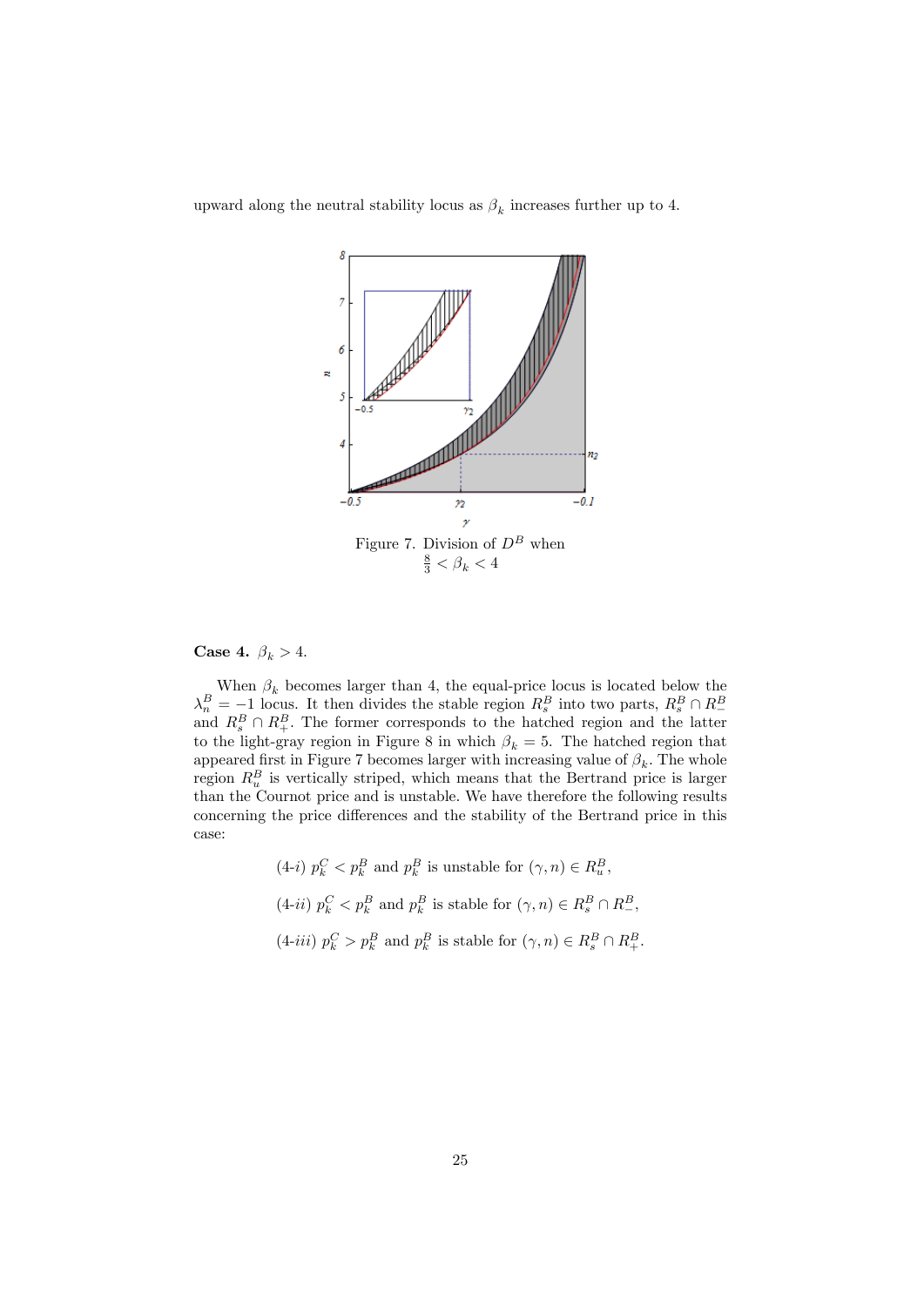upward along the neutral stability locus as $\beta_k$ increases further up to 4.

Figure 7. Division of $D^B$ when $\frac{8}{3} < \beta_k < 4$

**Case 4.** $\beta_k > 4$.

When $\beta_k$ becomes larger than 4, the equal-price locus is located below the $\lambda_n^B = -1$ locus. It then divides the stable region $R_s^B$ into two parts, $R_s^B \cap R_-^B$ and $R_s^B \cap R_+^B$. The former corresponds to the hatched region and the latter to the light-gray region in Figure 8 in which $\beta_k = 5$. The hatched region that appeared first in Figure 7 becomes larger with increasing value of $\beta_k$. The whole region $R_u^B$ is vertically striped, which means that the Bertrand price is larger than the Cournot price and is unstable. We have therefore the following results concerning the price differences and the stability of the Bertrand price in this case:

(4-*i*) $p_k^C < p_k^B$ and $p_k^B$ is unstable for $(\gamma, n) \in R_u^B$,

(4-*ii*) $p_k^C < p_k^B$ and $p_k^B$ is stable for $(\gamma, n) \in R_s^B \cap R_-^B$,

(4-*iii*) $p_k^C > p_k^B$ and $p_k^B$ is stable for $(\gamma, n) \in R_s^B \cap R_+^B$.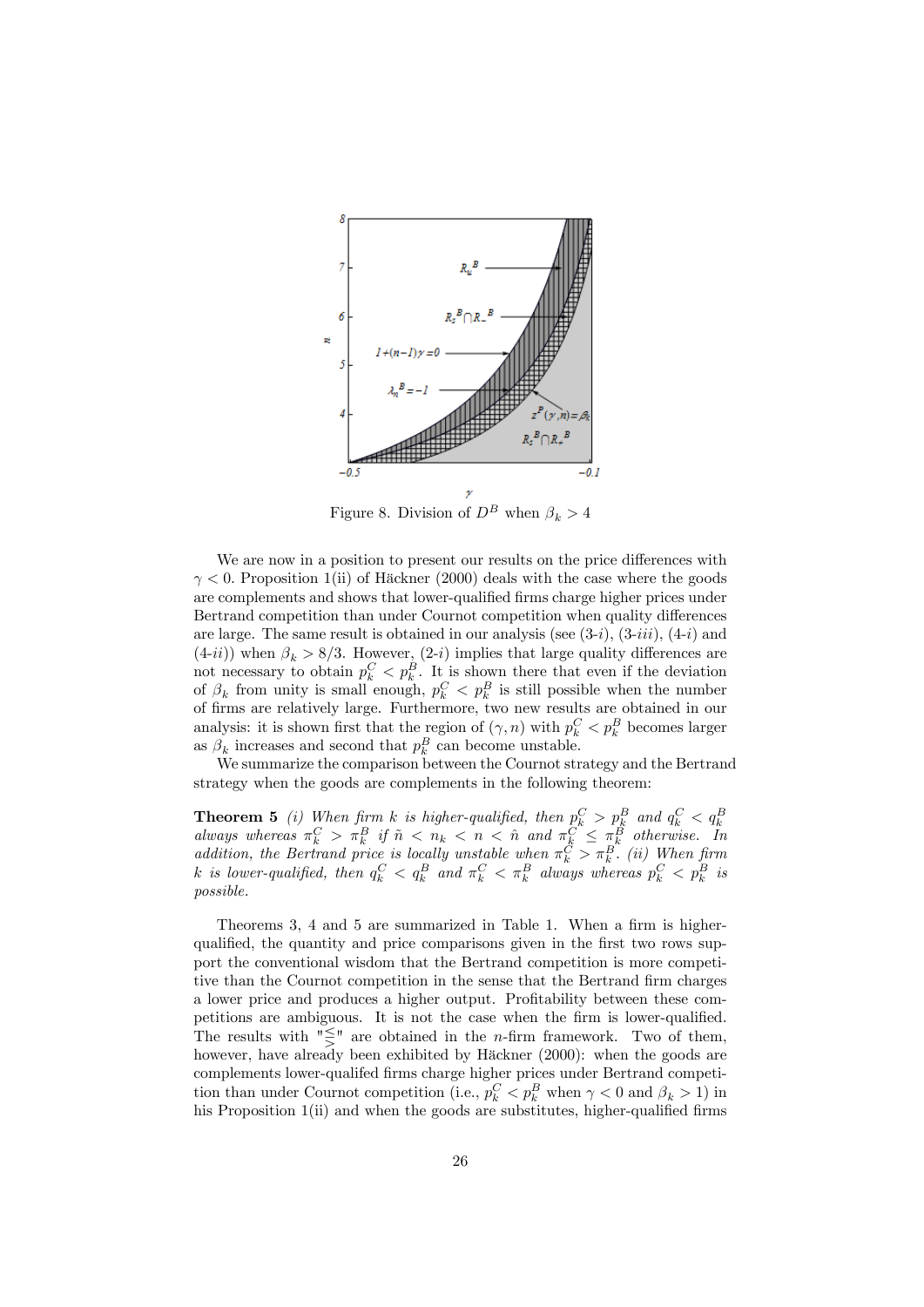Figure 8. Division of $D^B$ when $\beta_k > 4$

We are now in a position to present our results on the price differences with $\gamma < 0$. Proposition 1(ii) of Häckner (2000) deals with the case where the goods are complements and shows that lower-qualified firms charge higher prices under Bertrand competition than under Cournot competition when quality differences are large. The same result is obtained in our analysis (see (3-*i*), (3-*iii*), (4-*i*) and (4-*ii*)) when $\beta_k > 8/3$. However, (2-*i*) implies that large quality differences are not necessary to obtain $p_k^C < p_k^B$. It is shown there that even if the deviation of $\beta_k$ from unity is small enough, $p_k^C < p_k^B$ is still possible when the number of firms are relatively large. Furthermore, two new results are obtained in our analysis: it is shown first that the region of $(\gamma, n)$ with $p_k^C < p_k^B$ becomes larger as $\beta_k$ increases and second that $p_k^B$ can become unstable.

We summarize the comparison between the Cournot strategy and the Bertrand strategy when the goods are complements in the following theorem:

**Theorem 5** *(i) When firm $k$ is higher-qualified, then $p_k^C > p_k^B$ and $q_k^C < q_k^B$ always whereas $\pi_k^C > \pi_k^B$ if $\tilde{n} < n_k < n < \hat{n}$ and $\pi_k^C \leq \pi_k^B$ otherwise. In addition, the Bertrand price is locally unstable when $\pi_k^C > \pi_k^B$. (ii) When firm $k$ is lower-qualified, then $q_k^C < q_k^B$ and $\pi_k^C < \pi_k^B$ always whereas $p_k^C < p_k^B$ is possible.*

Theorems 3, 4 and 5 are summarized in Table 1. When a firm is higher-qualified, the quantity and price comparisons given in the first two rows support the conventional wisdom that the Bertrand competition is more competitive than the Cournot competition in the sense that the Bertrand firm charges a lower price and produces a higher output. Profitability between these competitions are ambiguous. It is not the case when the firm is lower-qualified. The results with "$\lesseqgtr$" are obtained in the $n$-firm framework. Two of them, however, have already been exhibited by Häckner (2000): when the goods are complements lower-qualifed firms charge higher prices under Bertrand competition than under Cournot competition (i.e., $p_k^C < p_k^B$ when $\gamma < 0$ and $\beta_k > 1$) in his Proposition 1(ii) and when the goods are substitutes, higher-qualified firms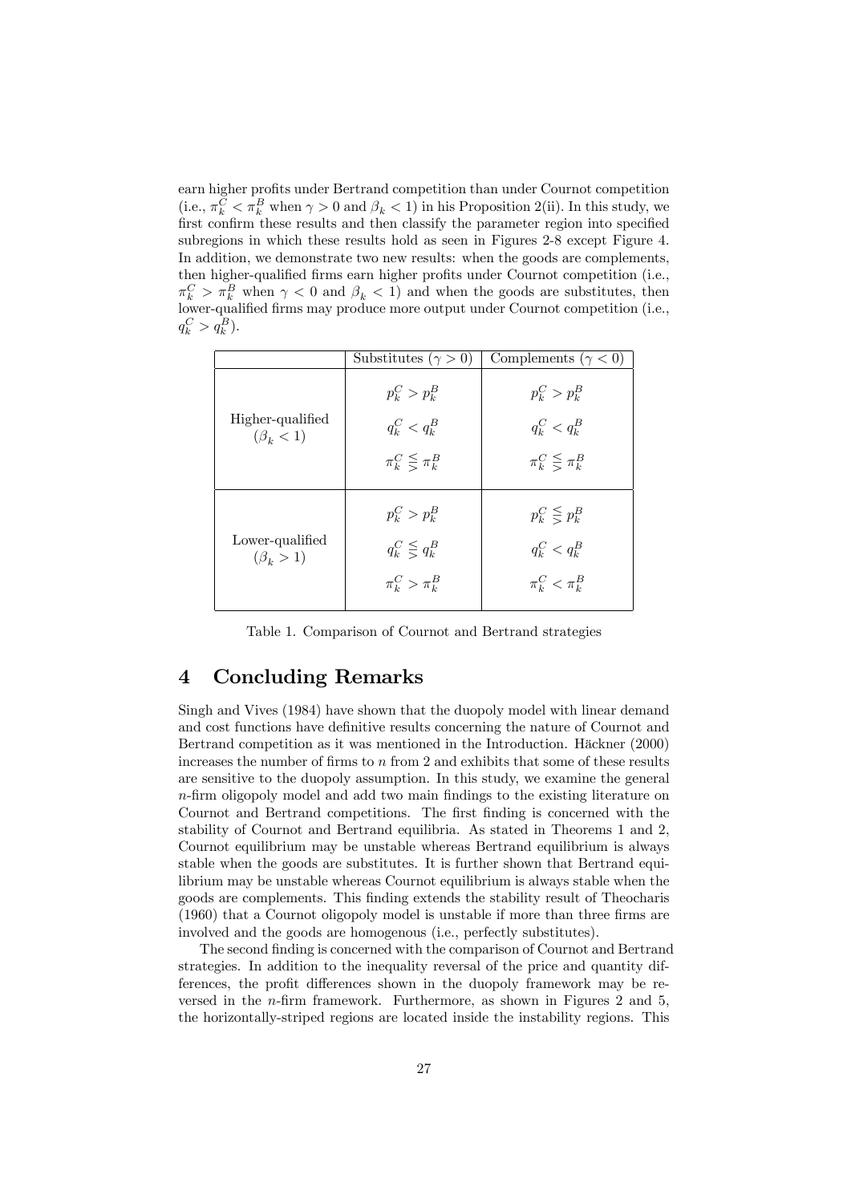earn higher profits under Bertrand competition than under Cournot competition (i.e., $\pi_k^C < \pi_k^B$ when $\gamma > 0$ and $\beta_k < 1$) in his Proposition 2(ii). In this study, we first confirm these results and then classify the parameter region into specified subregions in which these results hold as seen in Figures 2-8 except Figure 4. In addition, we demonstrate two new results: when the goods are complements, then higher-qualified firms earn higher profits under Cournot competition (i.e., $\pi_k^C > \pi_k^B$ when $\gamma < 0$ and $\beta_k < 1$) and when the goods are substitutes, then lower-qualified firms may produce more output under Cournot competition (i.e., $q_k^C > q_k^B$).

| | Substitutes ($\gamma > 0$) | Complements ($\gamma < 0$) |
|---|---|---|
| Higher-qualified ($\beta_k < 1$) | $p_k^C > p_k^B$<br>$q_k^C < q_k^B$<br>$\pi_k^C \lesseqgtr \pi_k^B$ | $p_k^C > p_k^B$<br>$q_k^C < q_k^B$<br>$\pi_k^C \lesseqgtr \pi_k^B$ |
| Lower-qualified ($\beta_k > 1$) | $p_k^C > p_k^B$<br>$q_k^C \lesseqgtr q_k^B$<br>$\pi_k^C > \pi_k^B$ | $p_k^C \lesseqgtr p_k^B$<br>$q_k^C < q_k^B$<br>$\pi_k^C < \pi_k^B$ |

Table 1. Comparison of Cournot and Bertrand strategies

# 4 Concluding Remarks

Singh and Vives (1984) have shown that the duopoly model with linear demand and cost functions have definitive results concerning the nature of Cournot and Bertrand competition as it was mentioned in the Introduction. Häckner (2000) increases the number of firms to $n$ from 2 and exhibits that some of these results are sensitive to the duopoly assumption. In this study, we examine the general $n$-firm oligopoly model and add two main findings to the existing literature on Cournot and Bertrand competitions. The first finding is concerned with the stability of Cournot and Bertrand equilibria. As stated in Theorems 1 and 2, Cournot equilibrium may be unstable whereas Bertrand equilibrium is always stable when the goods are substitutes. It is further shown that Bertrand equilibrium may be unstable whereas Cournot equilibrium is always stable when the goods are complements. This finding extends the stability result of Theocharis (1960) that a Cournot oligopoly model is unstable if more than three firms are involved and the goods are homogenous (i.e., perfectly substitutes).

The second finding is concerned with the comparison of Cournot and Bertrand strategies. In addition to the inequality reversal of the price and quantity differences, the profit differences shown in the duopoly framework may be reversed in the $n$-firm framework. Furthermore, as shown in Figures 2 and 5, the horizontally-striped regions are located inside the instability regions. This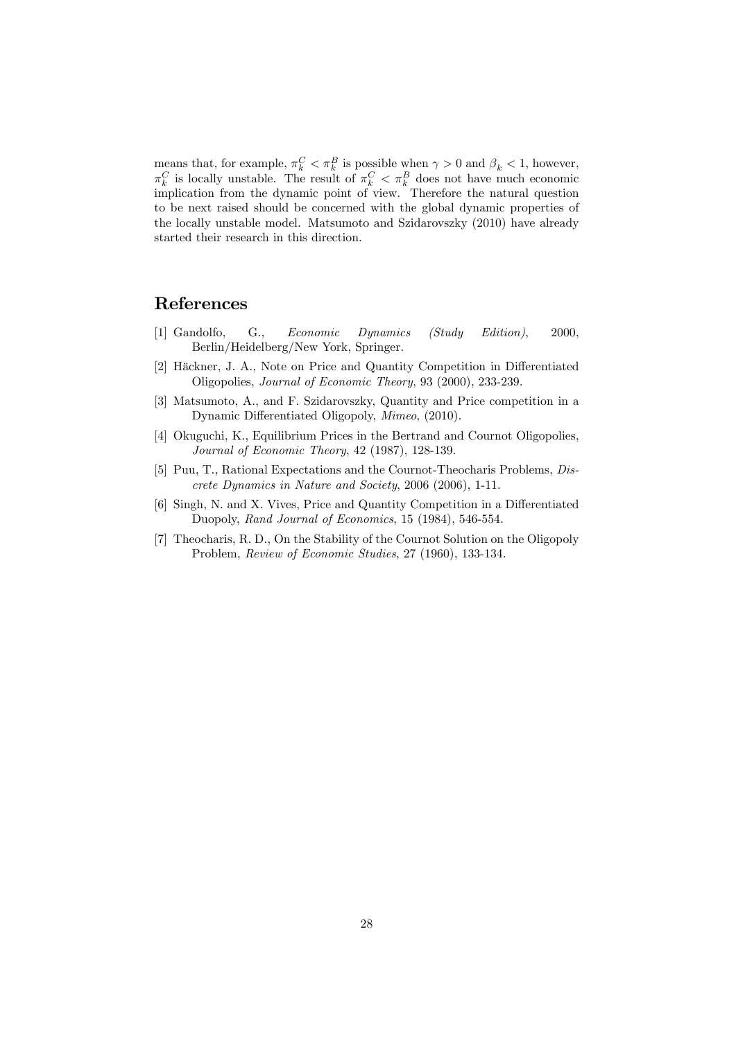means that, for example, $\pi_k^C < \pi_k^B$ is possible when $\gamma > 0$ and $\beta_k < 1$, however, $\pi_k^C$ is locally unstable. The result of $\pi_k^C < \pi_k^B$ does not have much economic implication from the dynamic point of view. Therefore the natural question to be next raised should be concerned with the global dynamic properties of the locally unstable model. Matsumoto and Szidarovszky (2010) have already started their research in this direction.

# References

[1] Gandolfo, G., *Economic Dynamics (Study Edition)*, 2000, Berlin/Heidelberg/New York, Springer.

[2] Häckner, J. A., Note on Price and Quantity Competition in Differentiated Oligopolies, *Journal of Economic Theory*, 93 (2000), 233-239.

[3] Matsumoto, A., and F. Szidarovszky, Quantity and Price competition in a Dynamic Differentiated Oligopoly, *Mimeo*, (2010).

[4] Okuguchi, K., Equilibrium Prices in the Bertrand and Cournot Oligopolies, *Journal of Economic Theory*, 42 (1987), 128-139.

[5] Puu, T., Rational Expectations and the Cournot-Theocharis Problems, *Discrete Dynamics in Nature and Society*, 2006 (2006), 1-11.

[6] Singh, N. and X. Vives, Price and Quantity Competition in a Differentiated Duopoly, *Rand Journal of Economics*, 15 (1984), 546-554.

[7] Theocharis, R. D., On the Stability of the Cournot Solution on the Oligopoly Problem, *Review of Economic Studies*, 27 (1960), 133-134.